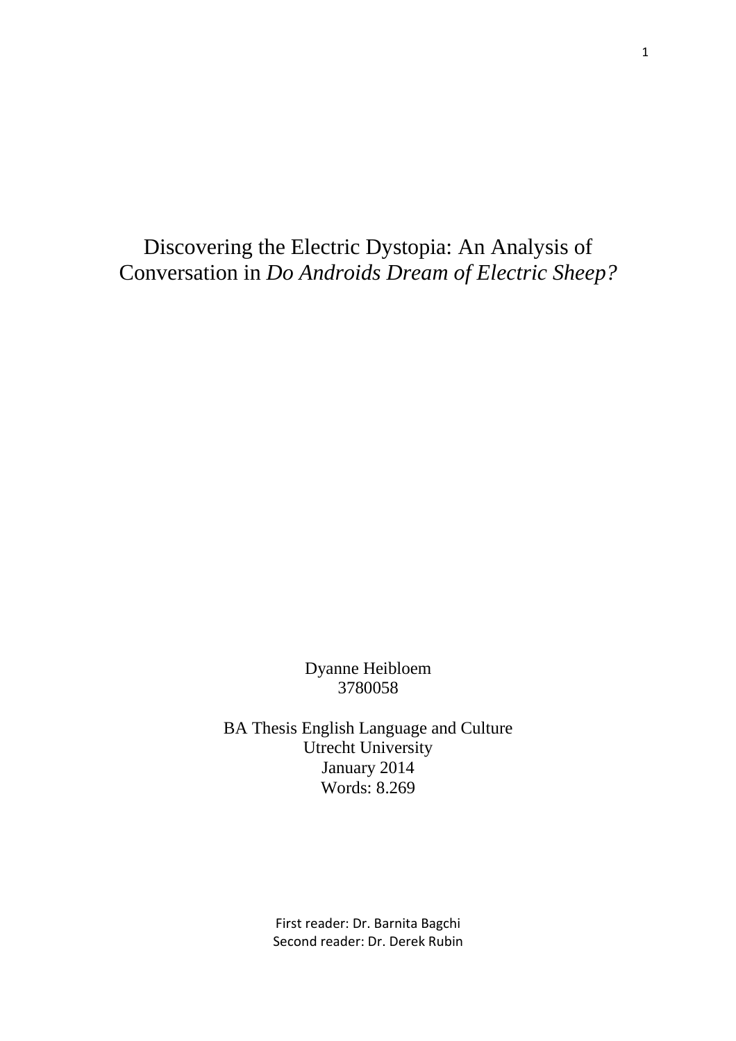# Discovering the Electric Dystopia: An Analysis of Conversation in *Do Androids Dream of Electric Sheep?*

Dyanne Heibloem
3780058

BA Thesis English Language and Culture
Utrecht University
January 2014
Words: 8.269

First reader: Dr. Barnita Bagchi
Second reader: Dr. Derek Rubin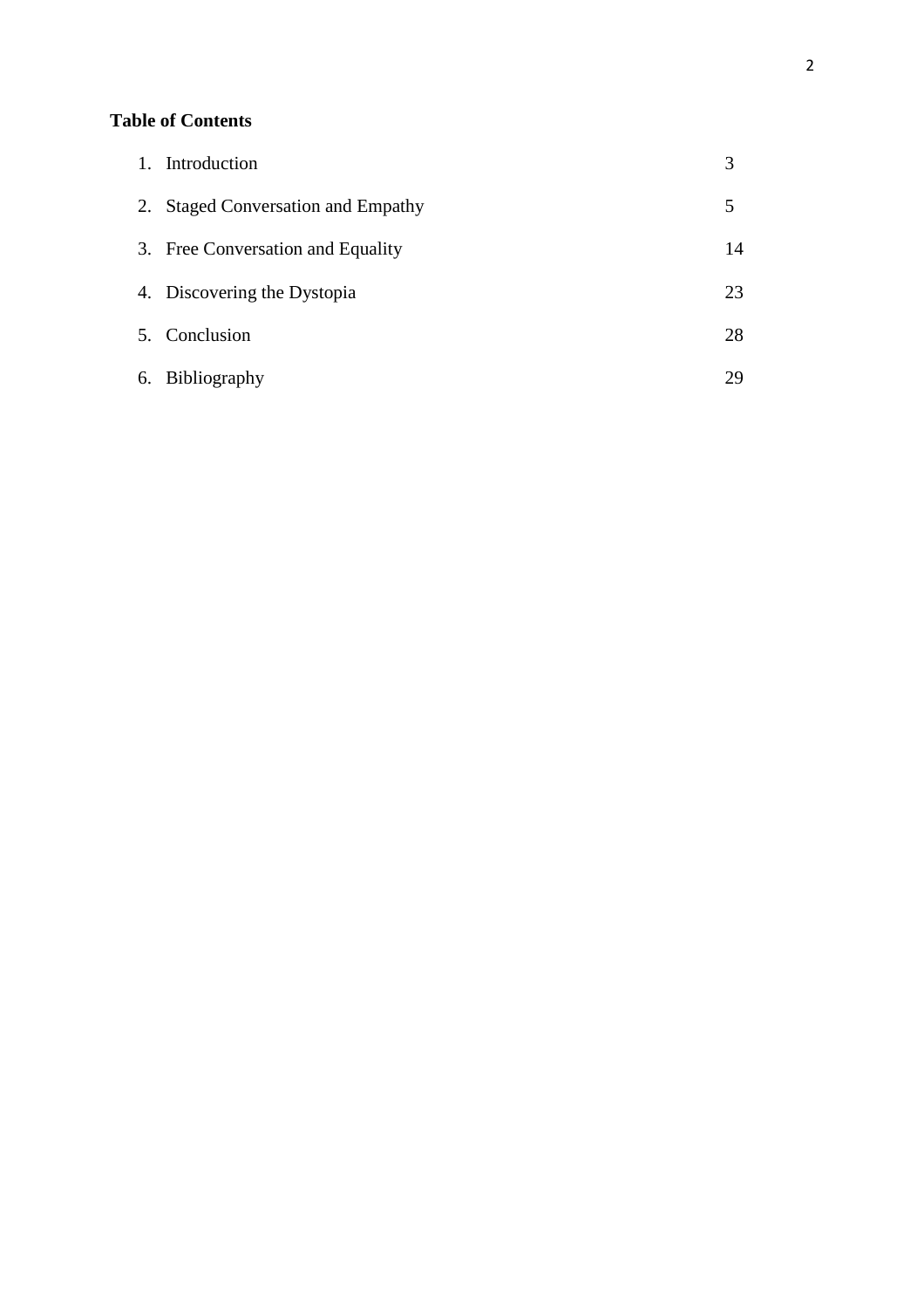**Table of Contents**

| | | |
|---|---|---|
| 1. | Introduction | 3 |
| 2. | Staged Conversation and Empathy | 5 |
| 3. | Free Conversation and Equality | 14 |
| 4. | Discovering the Dystopia | 23 |
| 5. | Conclusion | 28 |
| 6. | Bibliography | 29 |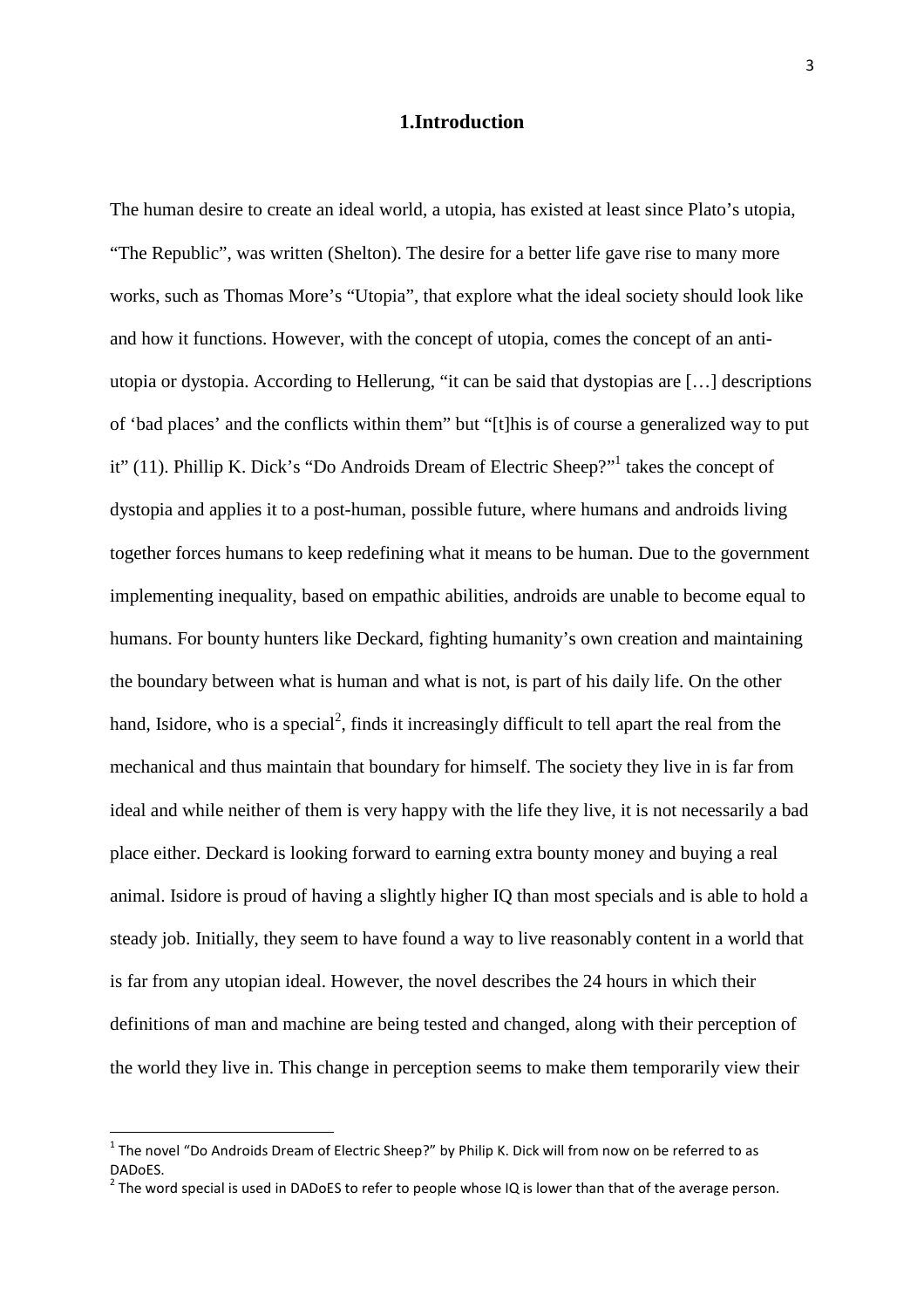# 1.Introduction

The human desire to create an ideal world, a utopia, has existed at least since Plato's utopia, "The Republic", was written (Shelton). The desire for a better life gave rise to many more works, such as Thomas More's "Utopia", that explore what the ideal society should look like and how it functions. However, with the concept of utopia, comes the concept of an anti-utopia or dystopia. According to Hellerung, "it can be said that dystopias are […] descriptions of 'bad places' and the conflicts within them" but "[t]his is of course a generalized way to put it" (11). Phillip K. Dick's "Do Androids Dream of Electric Sheep?"[1] takes the concept of dystopia and applies it to a post-human, possible future, where humans and androids living together forces humans to keep redefining what it means to be human. Due to the government implementing inequality, based on empathic abilities, androids are unable to become equal to humans. For bounty hunters like Deckard, fighting humanity's own creation and maintaining the boundary between what is human and what is not, is part of his daily life. On the other hand, Isidore, who is a special[2], finds it increasingly difficult to tell apart the real from the mechanical and thus maintain that boundary for himself. The society they live in is far from ideal and while neither of them is very happy with the life they live, it is not necessarily a bad place either. Deckard is looking forward to earning extra bounty money and buying a real animal. Isidore is proud of having a slightly higher IQ than most specials and is able to hold a steady job. Initially, they seem to have found a way to live reasonably content in a world that is far from any utopian ideal. However, the novel describes the 24 hours in which their definitions of man and machine are being tested and changed, along with their perception of the world they live in. This change in perception seems to make them temporarily view their

[1] The novel "Do Androids Dream of Electric Sheep?" by Philip K. Dick will from now on be referred to as DADoES.

[2] The word special is used in DADoES to refer to people whose IQ is lower than that of the average person.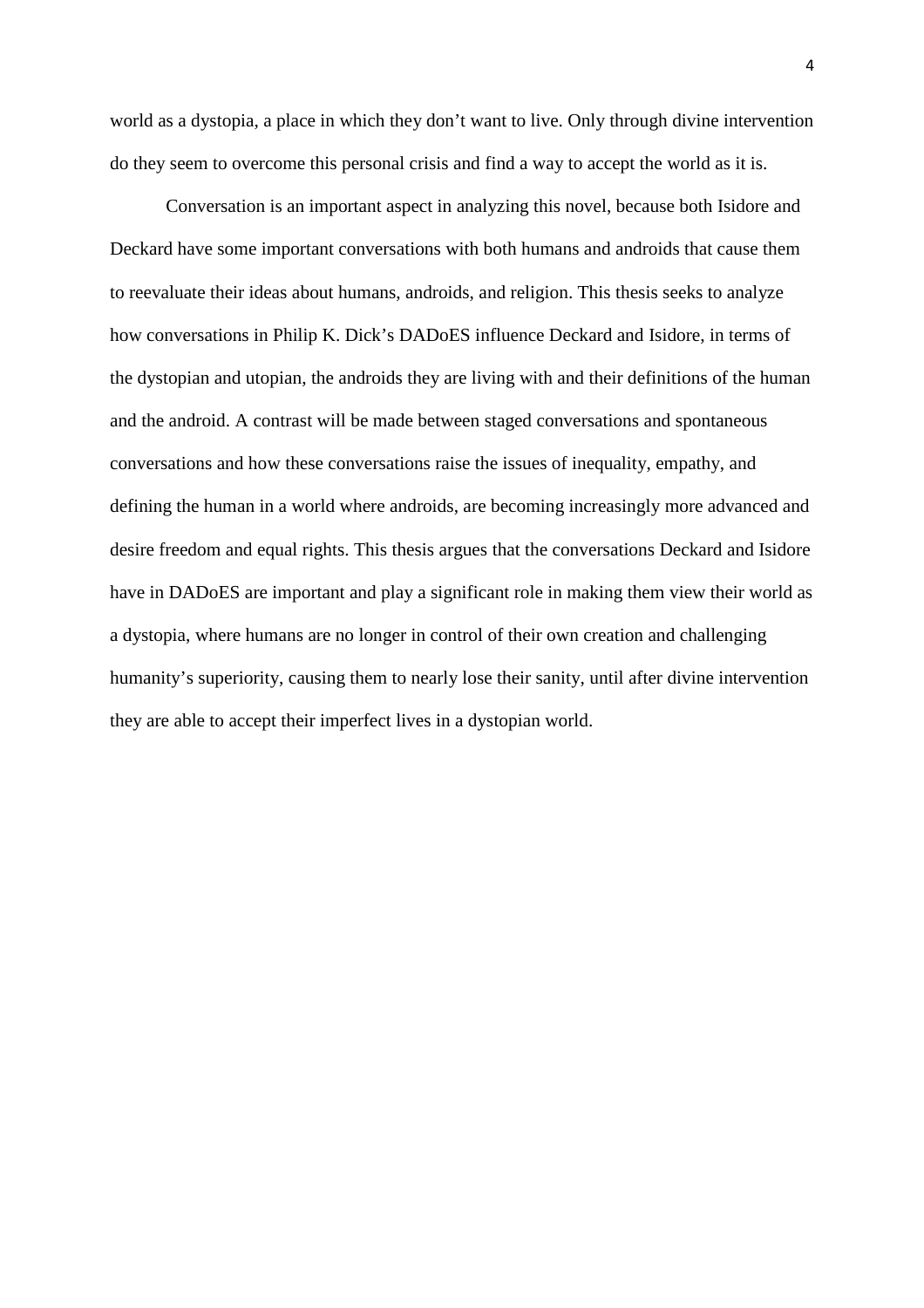world as a dystopia, a place in which they don't want to live. Only through divine intervention do they seem to overcome this personal crisis and find a way to accept the world as it is.

Conversation is an important aspect in analyzing this novel, because both Isidore and Deckard have some important conversations with both humans and androids that cause them to reevaluate their ideas about humans, androids, and religion. This thesis seeks to analyze how conversations in Philip K. Dick's DADoES influence Deckard and Isidore, in terms of the dystopian and utopian, the androids they are living with and their definitions of the human and the android. A contrast will be made between staged conversations and spontaneous conversations and how these conversations raise the issues of inequality, empathy, and defining the human in a world where androids, are becoming increasingly more advanced and desire freedom and equal rights. This thesis argues that the conversations Deckard and Isidore have in DADoES are important and play a significant role in making them view their world as a dystopia, where humans are no longer in control of their own creation and challenging humanity's superiority, causing them to nearly lose their sanity, until after divine intervention they are able to accept their imperfect lives in a dystopian world.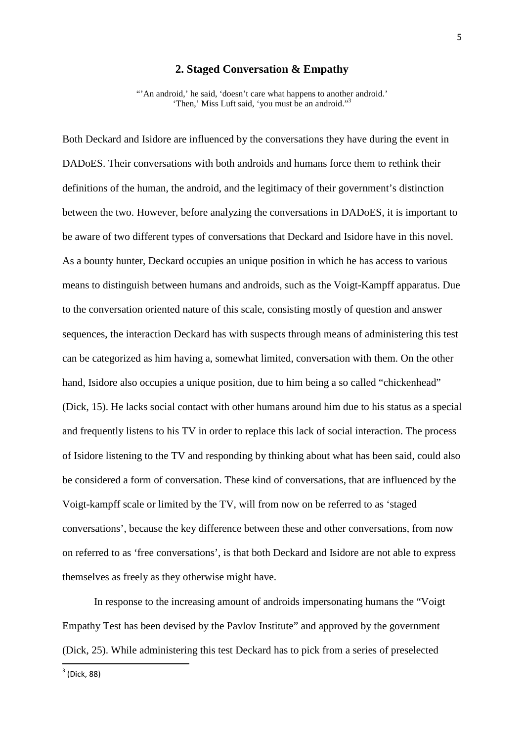## 2. Staged Conversation & Empathy

"'An android,' he said, 'doesn't care what happens to another android.'
'Then,' Miss Luft said, 'you must be an android."[3]

Both Deckard and Isidore are influenced by the conversations they have during the event in DADoES. Their conversations with both androids and humans force them to rethink their definitions of the human, the android, and the legitimacy of their government's distinction between the two. However, before analyzing the conversations in DADoES, it is important to be aware of two different types of conversations that Deckard and Isidore have in this novel. As a bounty hunter, Deckard occupies an unique position in which he has access to various means to distinguish between humans and androids, such as the Voigt-Kampff apparatus. Due to the conversation oriented nature of this scale, consisting mostly of question and answer sequences, the interaction Deckard has with suspects through means of administering this test can be categorized as him having a, somewhat limited, conversation with them. On the other hand, Isidore also occupies a unique position, due to him being a so called "chickenhead" (Dick, 15). He lacks social contact with other humans around him due to his status as a special and frequently listens to his TV in order to replace this lack of social interaction. The process of Isidore listening to the TV and responding by thinking about what has been said, could also be considered a form of conversation. These kind of conversations, that are influenced by the Voigt-kampff scale or limited by the TV, will from now on be referred to as 'staged conversations', because the key difference between these and other conversations, from now on referred to as 'free conversations', is that both Deckard and Isidore are not able to express themselves as freely as they otherwise might have.

In response to the increasing amount of androids impersonating humans the "Voigt Empathy Test has been devised by the Pavlov Institute" and approved by the government (Dick, 25). While administering this test Deckard has to pick from a series of preselected

[3] (Dick, 88)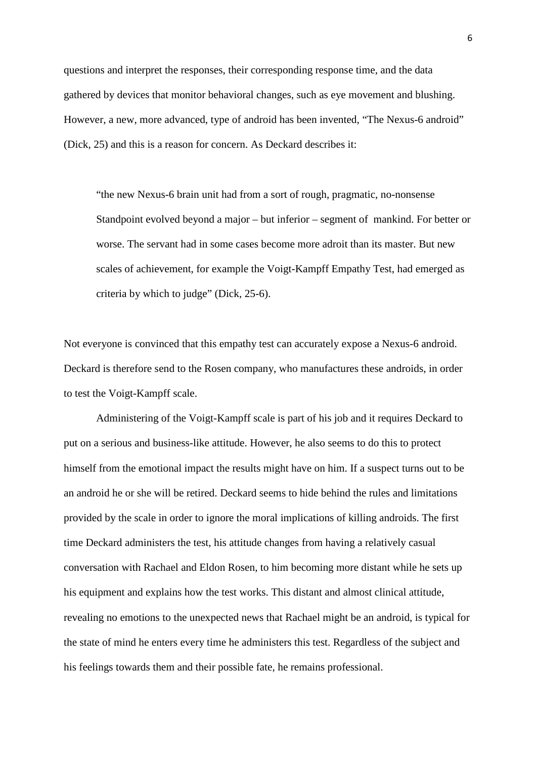questions and interpret the responses, their corresponding response time, and the data gathered by devices that monitor behavioral changes, such as eye movement and blushing. However, a new, more advanced, type of android has been invented, "The Nexus-6 android" (Dick, 25) and this is a reason for concern. As Deckard describes it:

> "the new Nexus-6 brain unit had from a sort of rough, pragmatic, no-nonsense Standpoint evolved beyond a major – but inferior – segment of mankind. For better or worse. The servant had in some cases become more adroit than its master. But new scales of achievement, for example the Voigt-Kampff Empathy Test, had emerged as criteria by which to judge" (Dick, 25-6).

Not everyone is convinced that this empathy test can accurately expose a Nexus-6 android. Deckard is therefore send to the Rosen company, who manufactures these androids, in order to test the Voigt-Kampff scale.

Administering of the Voigt-Kampff scale is part of his job and it requires Deckard to put on a serious and business-like attitude. However, he also seems to do this to protect himself from the emotional impact the results might have on him. If a suspect turns out to be an android he or she will be retired. Deckard seems to hide behind the rules and limitations provided by the scale in order to ignore the moral implications of killing androids. The first time Deckard administers the test, his attitude changes from having a relatively casual conversation with Rachael and Eldon Rosen, to him becoming more distant while he sets up his equipment and explains how the test works. This distant and almost clinical attitude, revealing no emotions to the unexpected news that Rachael might be an android, is typical for the state of mind he enters every time he administers this test. Regardless of the subject and his feelings towards them and their possible fate, he remains professional.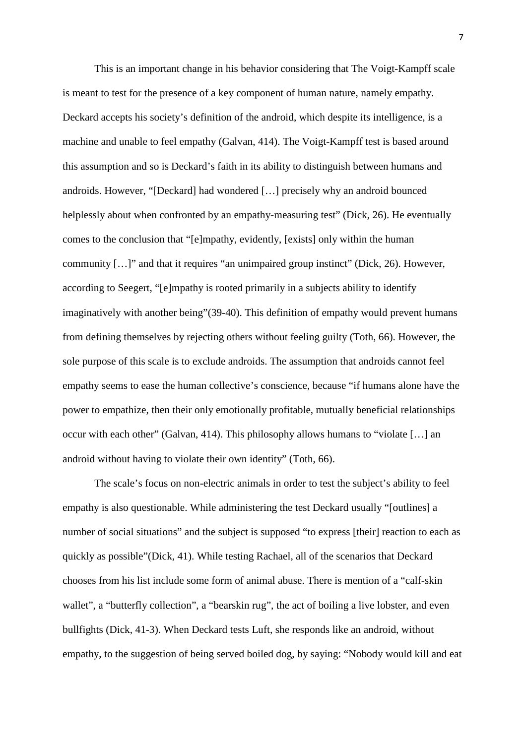This is an important change in his behavior considering that The Voigt-Kampff scale is meant to test for the presence of a key component of human nature, namely empathy. Deckard accepts his society's definition of the android, which despite its intelligence, is a machine and unable to feel empathy (Galvan, 414). The Voigt-Kampff test is based around this assumption and so is Deckard's faith in its ability to distinguish between humans and androids. However, "[Deckard] had wondered […] precisely why an android bounced helplessly about when confronted by an empathy-measuring test" (Dick, 26). He eventually comes to the conclusion that "[e]mpathy, evidently, [exists] only within the human community […]" and that it requires "an unimpaired group instinct" (Dick, 26). However, according to Seegert, "[e]mpathy is rooted primarily in a subjects ability to identify imaginatively with another being"(39-40). This definition of empathy would prevent humans from defining themselves by rejecting others without feeling guilty (Toth, 66). However, the sole purpose of this scale is to exclude androids. The assumption that androids cannot feel empathy seems to ease the human collective's conscience, because "if humans alone have the power to empathize, then their only emotionally profitable, mutually beneficial relationships occur with each other" (Galvan, 414). This philosophy allows humans to "violate […] an android without having to violate their own identity" (Toth, 66).

The scale's focus on non-electric animals in order to test the subject's ability to feel empathy is also questionable. While administering the test Deckard usually "[outlines] a number of social situations" and the subject is supposed "to express [their] reaction to each as quickly as possible"(Dick, 41). While testing Rachael, all of the scenarios that Deckard chooses from his list include some form of animal abuse. There is mention of a "calf-skin wallet", a "butterfly collection", a "bearskin rug", the act of boiling a live lobster, and even bullfights (Dick, 41-3). When Deckard tests Luft, she responds like an android, without empathy, to the suggestion of being served boiled dog, by saying: "Nobody would kill and eat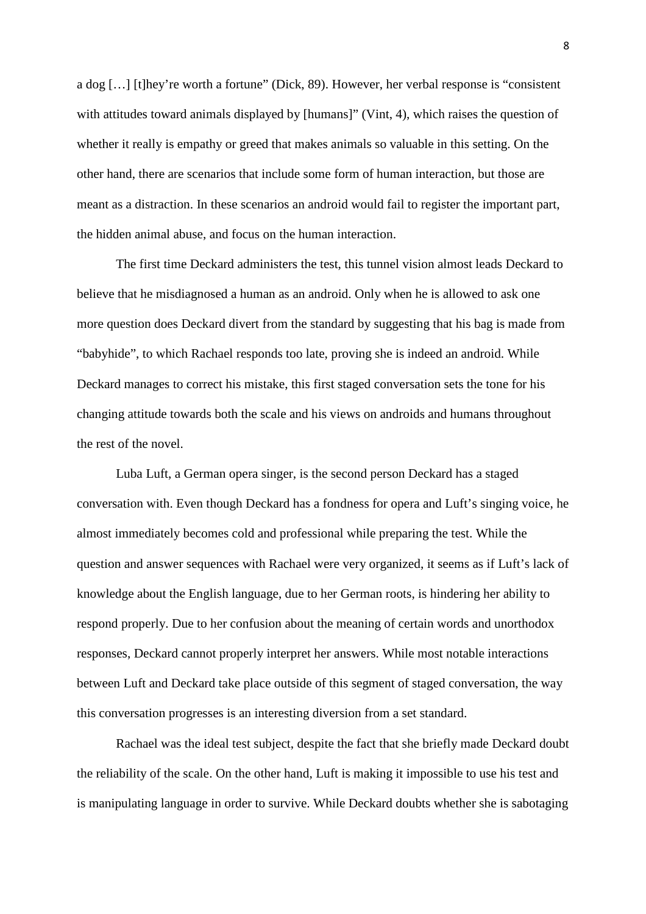a dog […] [t]hey're worth a fortune" (Dick, 89). However, her verbal response is "consistent with attitudes toward animals displayed by [humans]" (Vint, 4), which raises the question of whether it really is empathy or greed that makes animals so valuable in this setting. On the other hand, there are scenarios that include some form of human interaction, but those are meant as a distraction. In these scenarios an android would fail to register the important part, the hidden animal abuse, and focus on the human interaction.

The first time Deckard administers the test, this tunnel vision almost leads Deckard to believe that he misdiagnosed a human as an android. Only when he is allowed to ask one more question does Deckard divert from the standard by suggesting that his bag is made from "babyhide", to which Rachael responds too late, proving she is indeed an android. While Deckard manages to correct his mistake, this first staged conversation sets the tone for his changing attitude towards both the scale and his views on androids and humans throughout the rest of the novel.

Luba Luft, a German opera singer, is the second person Deckard has a staged conversation with. Even though Deckard has a fondness for opera and Luft's singing voice, he almost immediately becomes cold and professional while preparing the test. While the question and answer sequences with Rachael were very organized, it seems as if Luft's lack of knowledge about the English language, due to her German roots, is hindering her ability to respond properly. Due to her confusion about the meaning of certain words and unorthodox responses, Deckard cannot properly interpret her answers. While most notable interactions between Luft and Deckard take place outside of this segment of staged conversation, the way this conversation progresses is an interesting diversion from a set standard.

Rachael was the ideal test subject, despite the fact that she briefly made Deckard doubt the reliability of the scale. On the other hand, Luft is making it impossible to use his test and is manipulating language in order to survive. While Deckard doubts whether she is sabotaging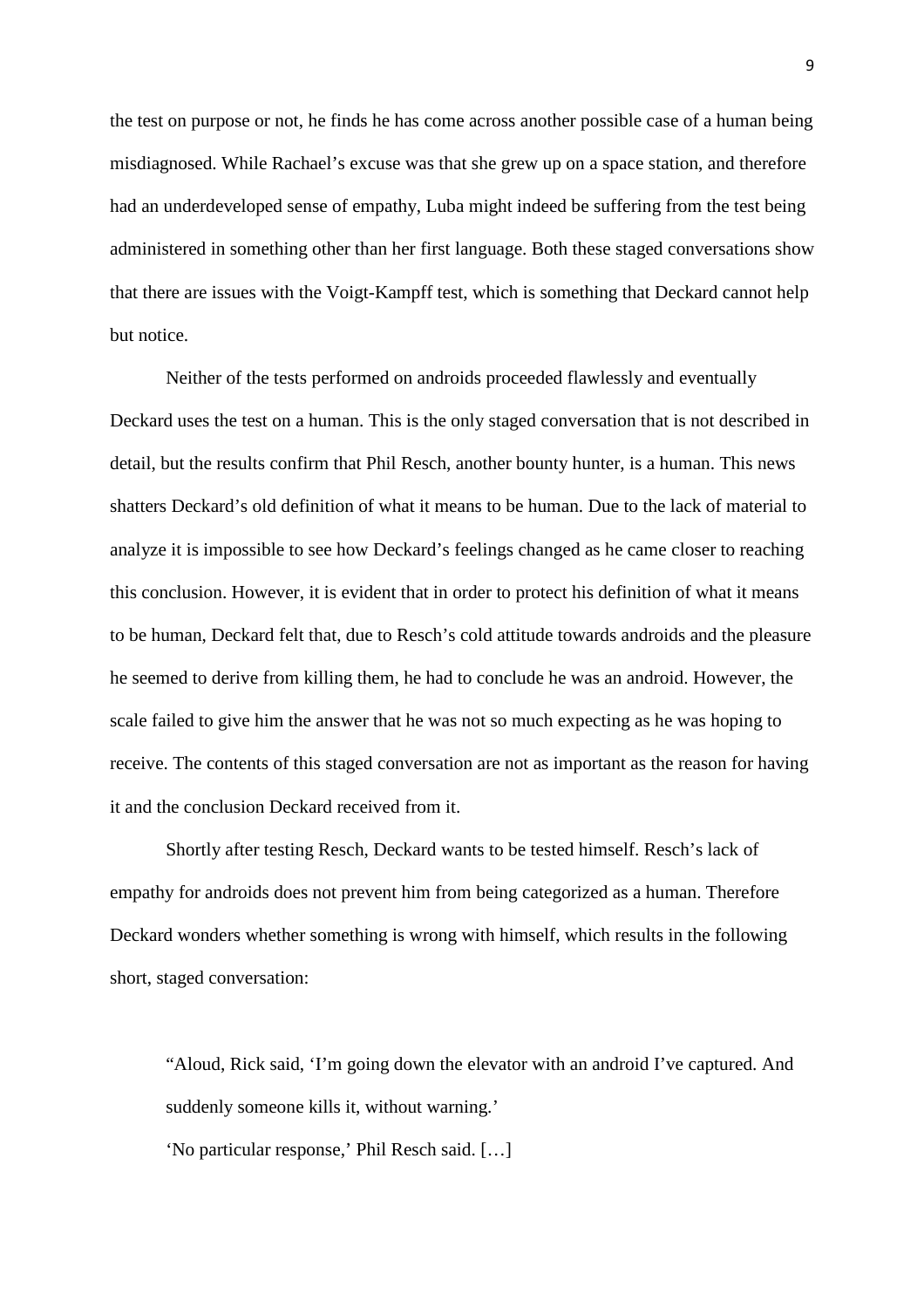the test on purpose or not, he finds he has come across another possible case of a human being misdiagnosed. While Rachael's excuse was that she grew up on a space station, and therefore had an underdeveloped sense of empathy, Luba might indeed be suffering from the test being administered in something other than her first language. Both these staged conversations show that there are issues with the Voigt-Kampff test, which is something that Deckard cannot help but notice.

Neither of the tests performed on androids proceeded flawlessly and eventually Deckard uses the test on a human. This is the only staged conversation that is not described in detail, but the results confirm that Phil Resch, another bounty hunter, is a human. This news shatters Deckard's old definition of what it means to be human. Due to the lack of material to analyze it is impossible to see how Deckard's feelings changed as he came closer to reaching this conclusion. However, it is evident that in order to protect his definition of what it means to be human, Deckard felt that, due to Resch's cold attitude towards androids and the pleasure he seemed to derive from killing them, he had to conclude he was an android. However, the scale failed to give him the answer that he was not so much expecting as he was hoping to receive. The contents of this staged conversation are not as important as the reason for having it and the conclusion Deckard received from it.

Shortly after testing Resch, Deckard wants to be tested himself. Resch's lack of empathy for androids does not prevent him from being categorized as a human. Therefore Deckard wonders whether something is wrong with himself, which results in the following short, staged conversation:

> "Aloud, Rick said, 'I'm going down the elevator with an android I've captured. And suddenly someone kills it, without warning.'
>
> 'No particular response,' Phil Resch said. […]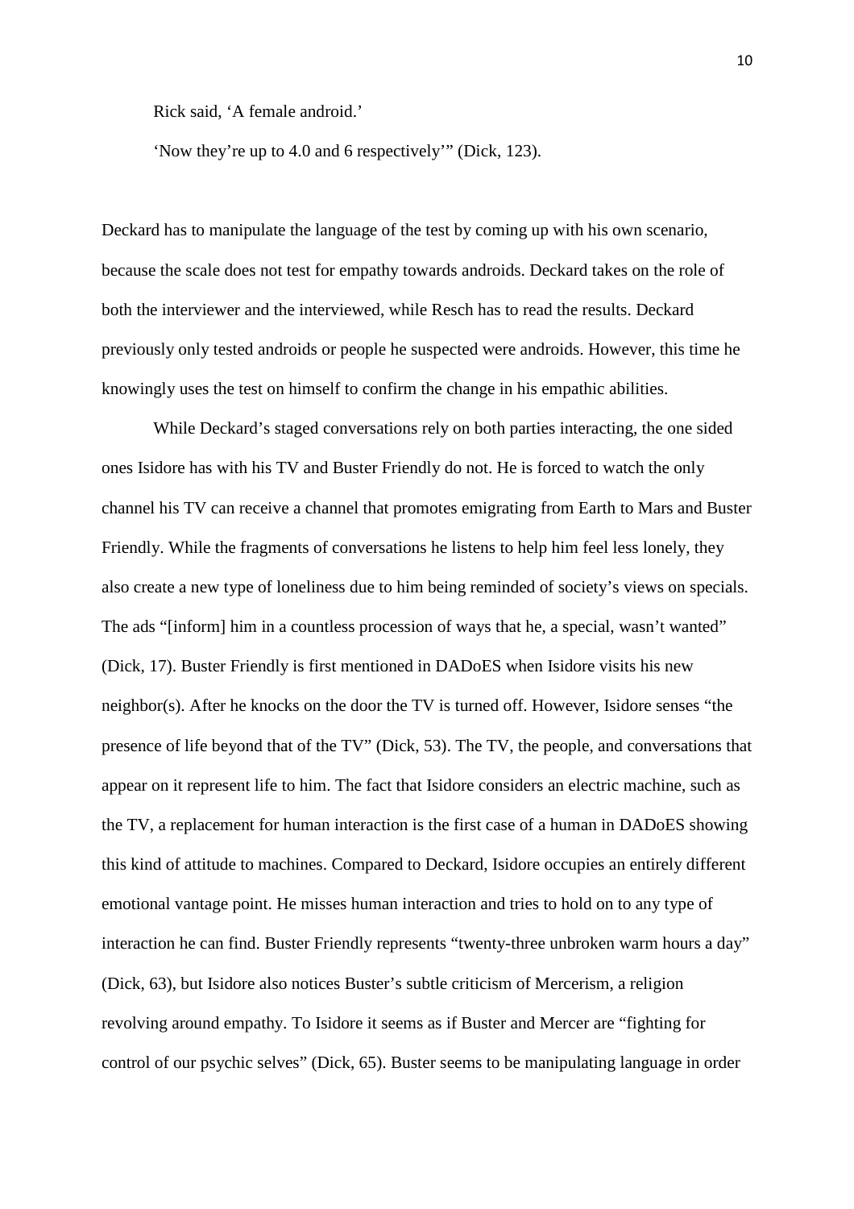Rick said, ‘A female android.’

‘Now they’re up to 4.0 and 6 respectively’” (Dick, 123).

Deckard has to manipulate the language of the test by coming up with his own scenario, because the scale does not test for empathy towards androids. Deckard takes on the role of both the interviewer and the interviewed, while Resch has to read the results. Deckard previously only tested androids or people he suspected were androids. However, this time he knowingly uses the test on himself to confirm the change in his empathic abilities.

While Deckard’s staged conversations rely on both parties interacting, the one sided ones Isidore has with his TV and Buster Friendly do not. He is forced to watch the only channel his TV can receive a channel that promotes emigrating from Earth to Mars and Buster Friendly. While the fragments of conversations he listens to help him feel less lonely, they also create a new type of loneliness due to him being reminded of society’s views on specials. The ads “[inform] him in a countless procession of ways that he, a special, wasn’t wanted” (Dick, 17). Buster Friendly is first mentioned in DADoES when Isidore visits his new neighbor(s). After he knocks on the door the TV is turned off. However, Isidore senses “the presence of life beyond that of the TV” (Dick, 53). The TV, the people, and conversations that appear on it represent life to him. The fact that Isidore considers an electric machine, such as the TV, a replacement for human interaction is the first case of a human in DADoES showing this kind of attitude to machines. Compared to Deckard, Isidore occupies an entirely different emotional vantage point. He misses human interaction and tries to hold on to any type of interaction he can find. Buster Friendly represents “twenty-three unbroken warm hours a day” (Dick, 63), but Isidore also notices Buster’s subtle criticism of Mercerism, a religion revolving around empathy. To Isidore it seems as if Buster and Mercer are “fighting for control of our psychic selves” (Dick, 65). Buster seems to be manipulating language in order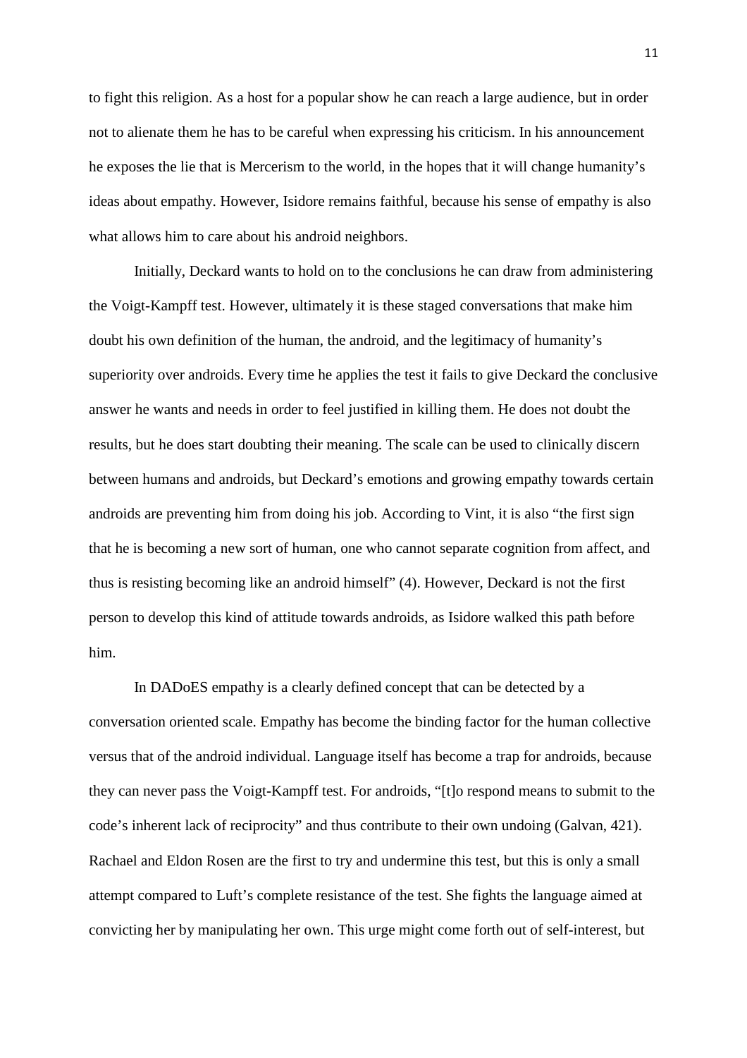to fight this religion. As a host for a popular show he can reach a large audience, but in order not to alienate them he has to be careful when expressing his criticism. In his announcement he exposes the lie that is Mercerism to the world, in the hopes that it will change humanity's ideas about empathy. However, Isidore remains faithful, because his sense of empathy is also what allows him to care about his android neighbors.

Initially, Deckard wants to hold on to the conclusions he can draw from administering the Voigt-Kampff test. However, ultimately it is these staged conversations that make him doubt his own definition of the human, the android, and the legitimacy of humanity's superiority over androids. Every time he applies the test it fails to give Deckard the conclusive answer he wants and needs in order to feel justified in killing them. He does not doubt the results, but he does start doubting their meaning. The scale can be used to clinically discern between humans and androids, but Deckard's emotions and growing empathy towards certain androids are preventing him from doing his job. According to Vint, it is also "the first sign that he is becoming a new sort of human, one who cannot separate cognition from affect, and thus is resisting becoming like an android himself" (4). However, Deckard is not the first person to develop this kind of attitude towards androids, as Isidore walked this path before him.

In DADoES empathy is a clearly defined concept that can be detected by a conversation oriented scale. Empathy has become the binding factor for the human collective versus that of the android individual. Language itself has become a trap for androids, because they can never pass the Voigt-Kampff test. For androids, "[t]o respond means to submit to the code's inherent lack of reciprocity" and thus contribute to their own undoing (Galvan, 421). Rachael and Eldon Rosen are the first to try and undermine this test, but this is only a small attempt compared to Luft's complete resistance of the test. She fights the language aimed at convicting her by manipulating her own. This urge might come forth out of self-interest, but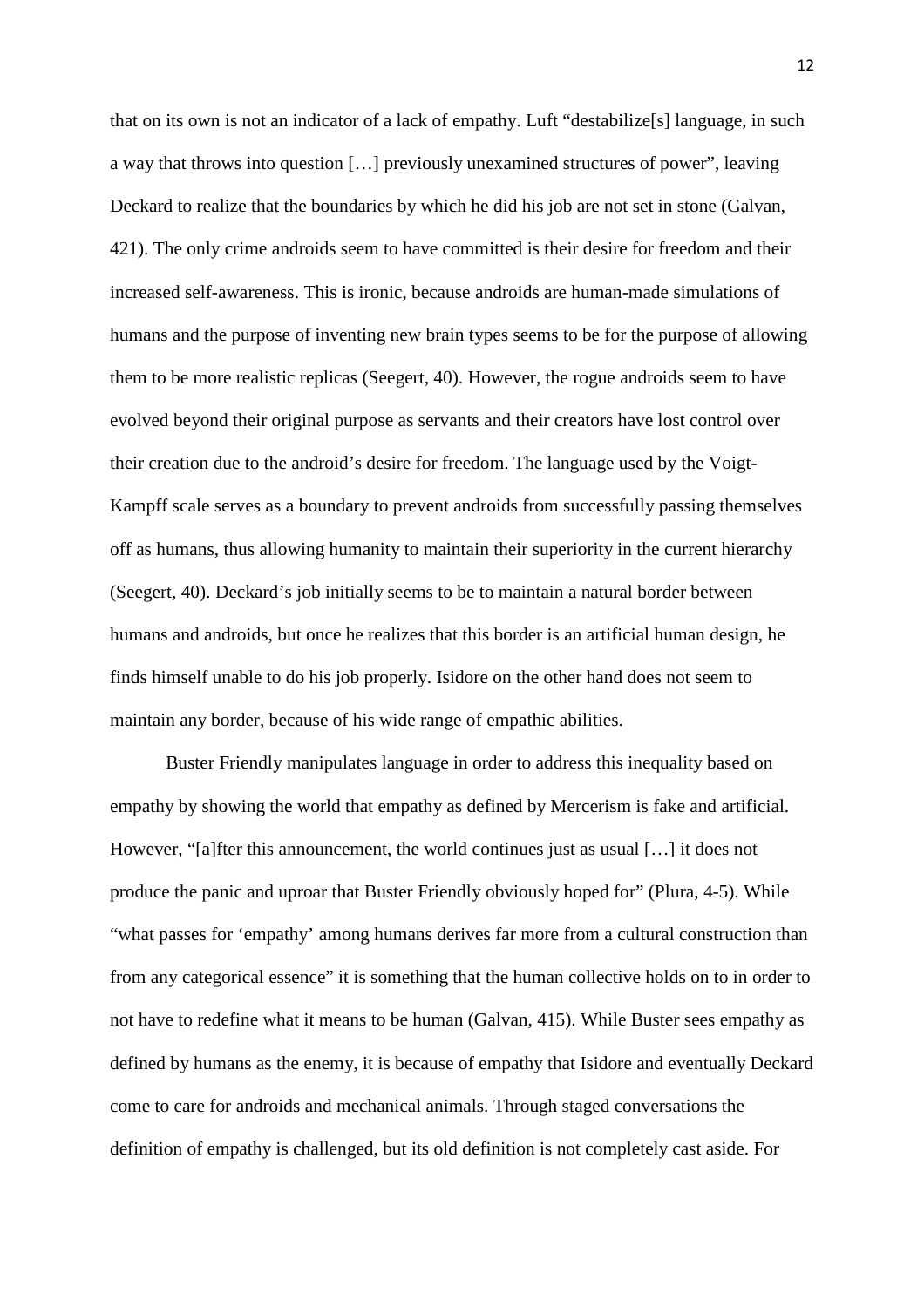that on its own is not an indicator of a lack of empathy. Luft "destabilize[s] language, in such a way that throws into question […] previously unexamined structures of power", leaving Deckard to realize that the boundaries by which he did his job are not set in stone (Galvan, 421). The only crime androids seem to have committed is their desire for freedom and their increased self-awareness. This is ironic, because androids are human-made simulations of humans and the purpose of inventing new brain types seems to be for the purpose of allowing them to be more realistic replicas (Seegert, 40). However, the rogue androids seem to have evolved beyond their original purpose as servants and their creators have lost control over their creation due to the android's desire for freedom. The language used by the Voigt-Kampff scale serves as a boundary to prevent androids from successfully passing themselves off as humans, thus allowing humanity to maintain their superiority in the current hierarchy (Seegert, 40). Deckard's job initially seems to be to maintain a natural border between humans and androids, but once he realizes that this border is an artificial human design, he finds himself unable to do his job properly. Isidore on the other hand does not seem to maintain any border, because of his wide range of empathic abilities.

Buster Friendly manipulates language in order to address this inequality based on empathy by showing the world that empathy as defined by Mercerism is fake and artificial. However, "[a]fter this announcement, the world continues just as usual […] it does not produce the panic and uproar that Buster Friendly obviously hoped for" (Plura, 4-5). While "what passes for 'empathy' among humans derives far more from a cultural construction than from any categorical essence" it is something that the human collective holds on to in order to not have to redefine what it means to be human (Galvan, 415). While Buster sees empathy as defined by humans as the enemy, it is because of empathy that Isidore and eventually Deckard come to care for androids and mechanical animals. Through staged conversations the definition of empathy is challenged, but its old definition is not completely cast aside. For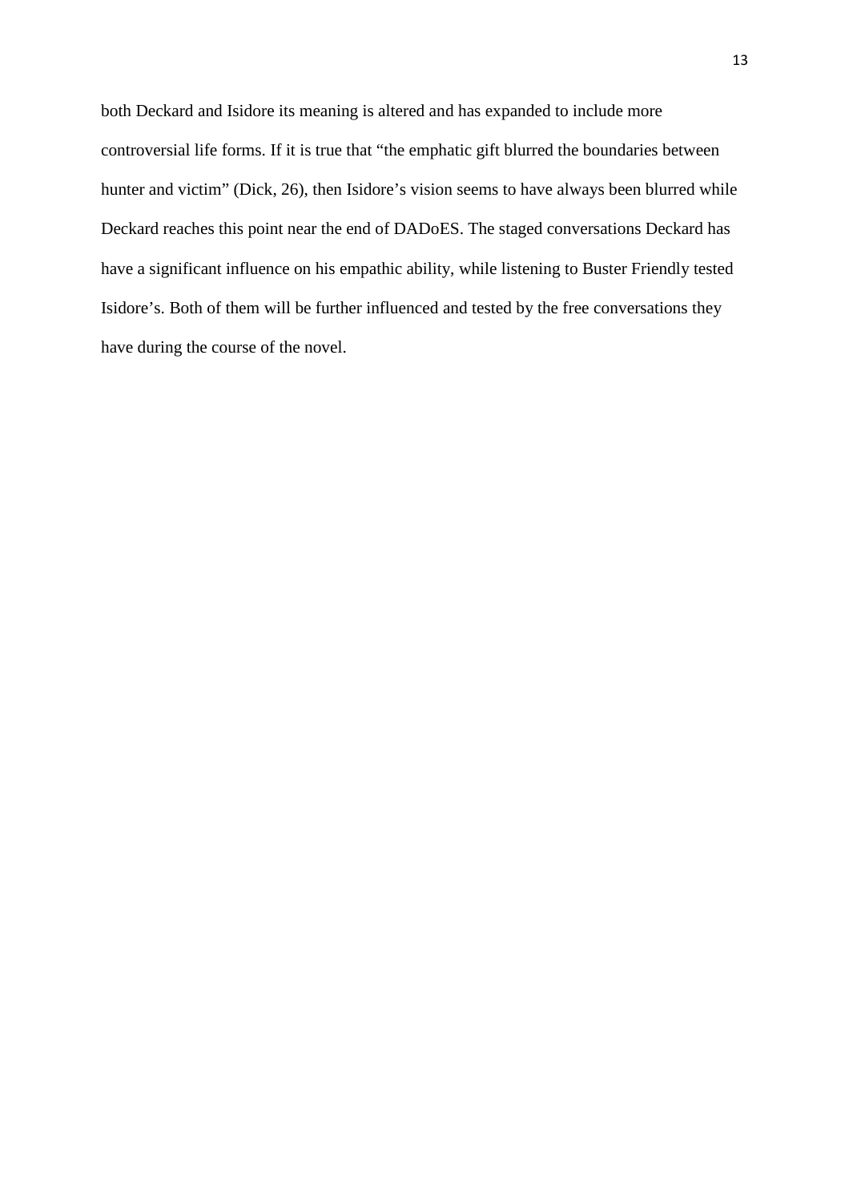both Deckard and Isidore its meaning is altered and has expanded to include more controversial life forms. If it is true that “the emphatic gift blurred the boundaries between hunter and victim” (Dick, 26), then Isidore’s vision seems to have always been blurred while Deckard reaches this point near the end of DADoES. The staged conversations Deckard has have a significant influence on his empathic ability, while listening to Buster Friendly tested Isidore’s. Both of them will be further influenced and tested by the free conversations they have during the course of the novel.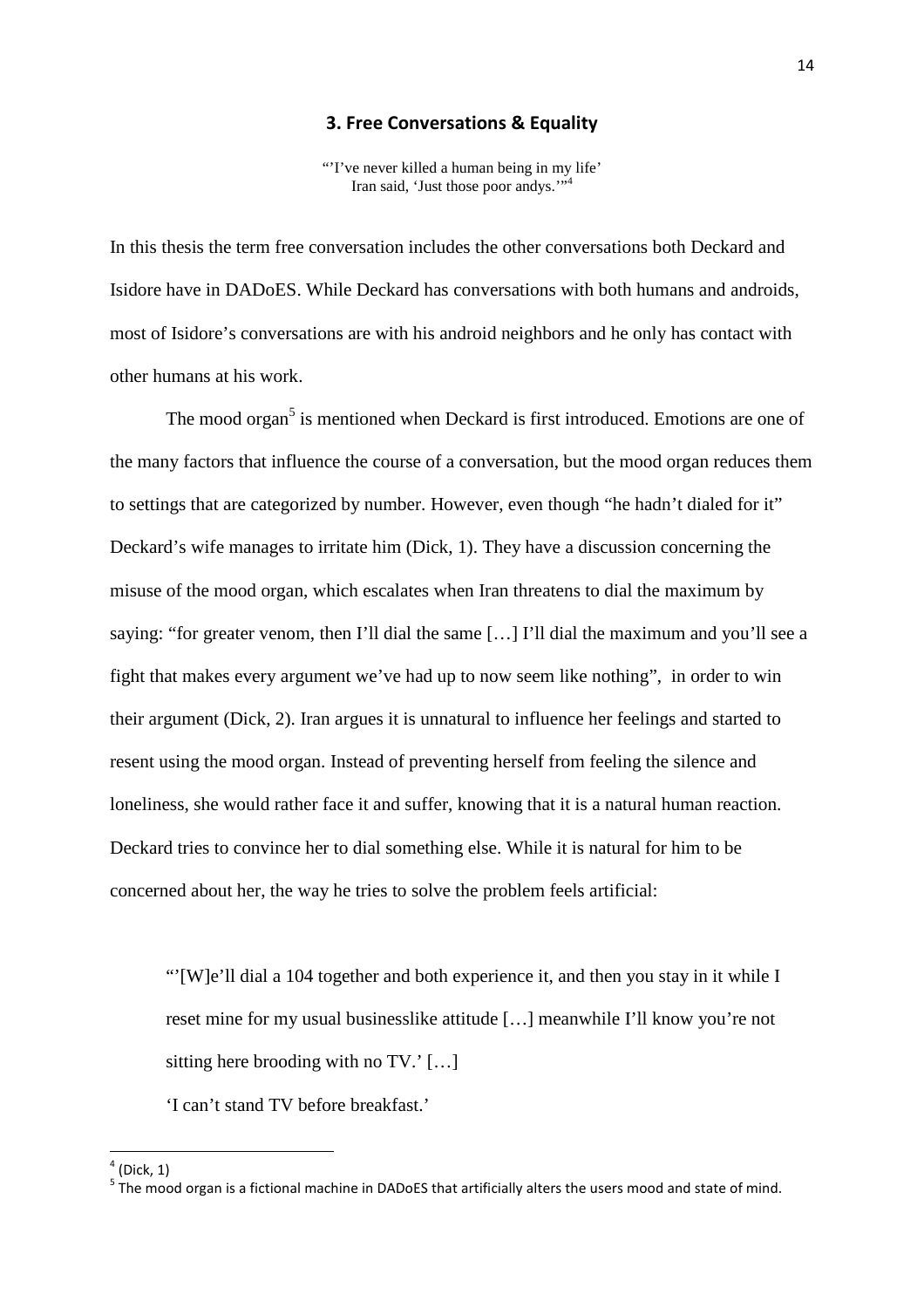## 3. Free Conversations & Equality

"'I've never killed a human being in my life'
Iran said, 'Just those poor andys.'"[4]

In this thesis the term free conversation includes the other conversations both Deckard and Isidore have in DADoES. While Deckard has conversations with both humans and androids, most of Isidore's conversations are with his android neighbors and he only has contact with other humans at his work.

The mood organ[5] is mentioned when Deckard is first introduced. Emotions are one of the many factors that influence the course of a conversation, but the mood organ reduces them to settings that are categorized by number. However, even though "he hadn't dialed for it" Deckard's wife manages to irritate him (Dick, 1). They have a discussion concerning the misuse of the mood organ, which escalates when Iran threatens to dial the maximum by saying: "for greater venom, then I'll dial the same […] I'll dial the maximum and you'll see a fight that makes every argument we've had up to now seem like nothing", in order to win their argument (Dick, 2). Iran argues it is unnatural to influence her feelings and started to resent using the mood organ. Instead of preventing herself from feeling the silence and loneliness, she would rather face it and suffer, knowing that it is a natural human reaction. Deckard tries to convince her to dial something else. While it is natural for him to be concerned about her, the way he tries to solve the problem feels artificial:

> "'[W]e'll dial a 104 together and both experience it, and then you stay in it while I reset mine for my usual businesslike attitude […] meanwhile I'll know you're not sitting here brooding with no TV.' […]
>
> 'I can't stand TV before breakfast.'

[4] (Dick, 1)

[5] The mood organ is a fictional machine in DADoES that artificially alters the users mood and state of mind.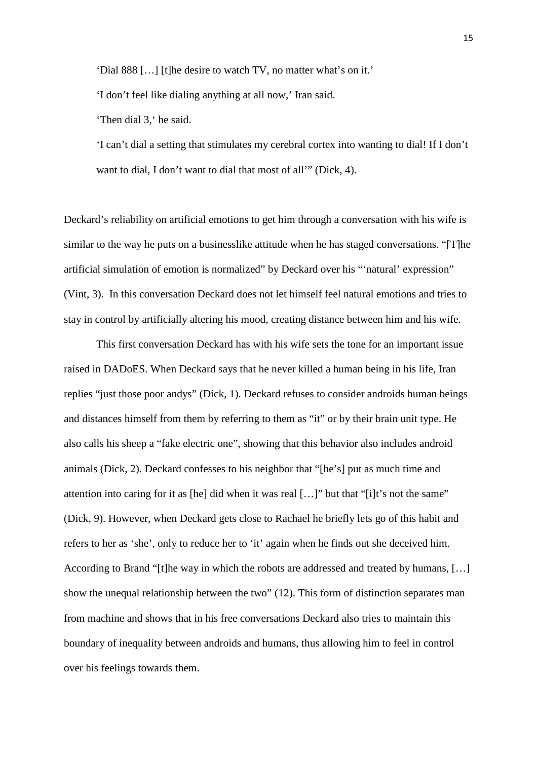'Dial 888 […] [t]he desire to watch TV, no matter what's on it.'

'I don't feel like dialing anything at all now,' Iran said.

'Then dial 3,' he said.

'I can't dial a setting that stimulates my cerebral cortex into wanting to dial! If I don't want to dial, I don't want to dial that most of all'" (Dick, 4).

Deckard's reliability on artificial emotions to get him through a conversation with his wife is similar to the way he puts on a businesslike attitude when he has staged conversations. "[T]he artificial simulation of emotion is normalized" by Deckard over his "'natural' expression" (Vint, 3). In this conversation Deckard does not let himself feel natural emotions and tries to stay in control by artificially altering his mood, creating distance between him and his wife.

This first conversation Deckard has with his wife sets the tone for an important issue raised in DADoES. When Deckard says that he never killed a human being in his life, Iran replies "just those poor andys" (Dick, 1). Deckard refuses to consider androids human beings and distances himself from them by referring to them as "it" or by their brain unit type. He also calls his sheep a "fake electric one", showing that this behavior also includes android animals (Dick, 2). Deckard confesses to his neighbor that "[he's] put as much time and attention into caring for it as [he] did when it was real […]" but that "[i]t's not the same" (Dick, 9). However, when Deckard gets close to Rachael he briefly lets go of this habit and refers to her as 'she', only to reduce her to 'it' again when he finds out she deceived him. According to Brand "[t]he way in which the robots are addressed and treated by humans, […] show the unequal relationship between the two" (12). This form of distinction separates man from machine and shows that in his free conversations Deckard also tries to maintain this boundary of inequality between androids and humans, thus allowing him to feel in control over his feelings towards them.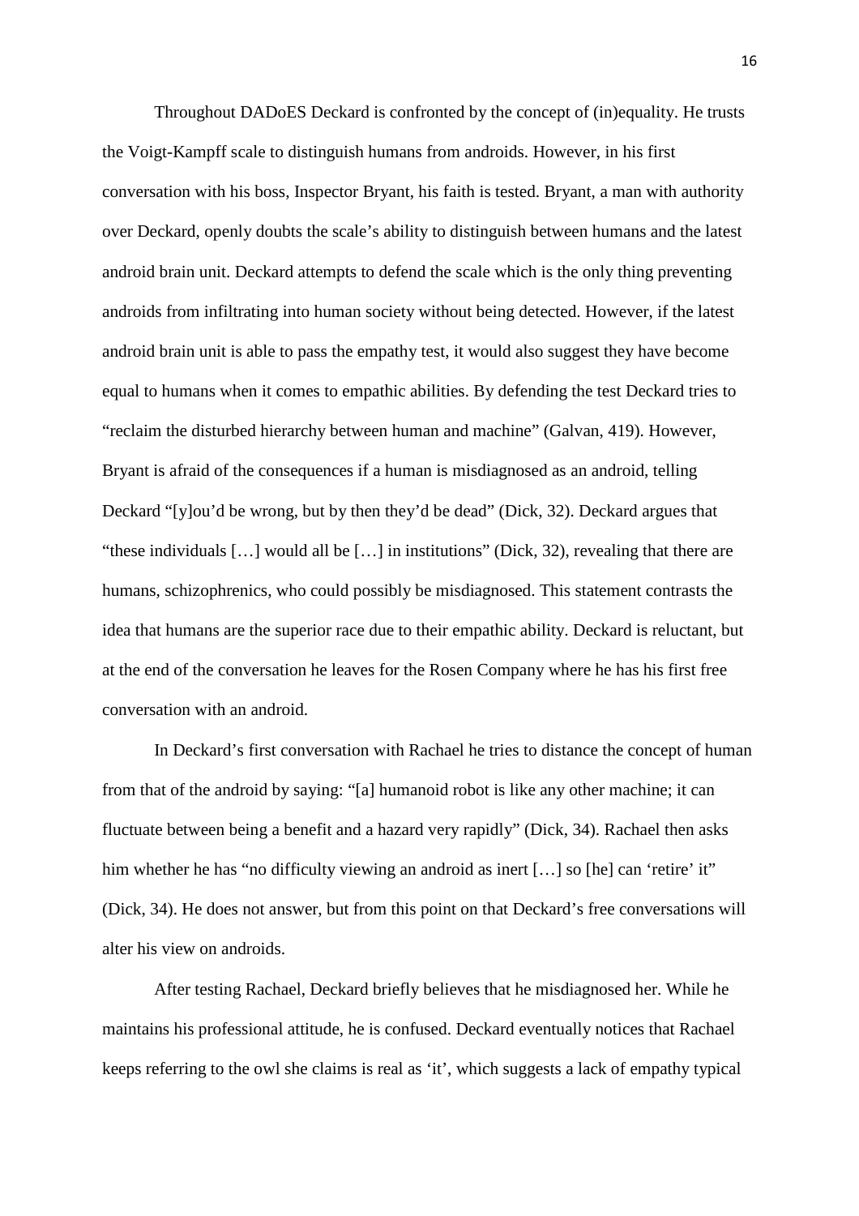Throughout DADoES Deckard is confronted by the concept of (in)equality. He trusts the Voigt-Kampff scale to distinguish humans from androids. However, in his first conversation with his boss, Inspector Bryant, his faith is tested. Bryant, a man with authority over Deckard, openly doubts the scale's ability to distinguish between humans and the latest android brain unit. Deckard attempts to defend the scale which is the only thing preventing androids from infiltrating into human society without being detected. However, if the latest android brain unit is able to pass the empathy test, it would also suggest they have become equal to humans when it comes to empathic abilities. By defending the test Deckard tries to "reclaim the disturbed hierarchy between human and machine" (Galvan, 419). However, Bryant is afraid of the consequences if a human is misdiagnosed as an android, telling Deckard "[y]ou'd be wrong, but by then they'd be dead" (Dick, 32). Deckard argues that "these individuals […] would all be […] in institutions" (Dick, 32), revealing that there are humans, schizophrenics, who could possibly be misdiagnosed. This statement contrasts the idea that humans are the superior race due to their empathic ability. Deckard is reluctant, but at the end of the conversation he leaves for the Rosen Company where he has his first free conversation with an android.

In Deckard's first conversation with Rachael he tries to distance the concept of human from that of the android by saying: "[a] humanoid robot is like any other machine; it can fluctuate between being a benefit and a hazard very rapidly" (Dick, 34). Rachael then asks him whether he has "no difficulty viewing an android as inert […] so [he] can 'retire' it" (Dick, 34). He does not answer, but from this point on that Deckard's free conversations will alter his view on androids.

After testing Rachael, Deckard briefly believes that he misdiagnosed her. While he maintains his professional attitude, he is confused. Deckard eventually notices that Rachael keeps referring to the owl she claims is real as 'it', which suggests a lack of empathy typical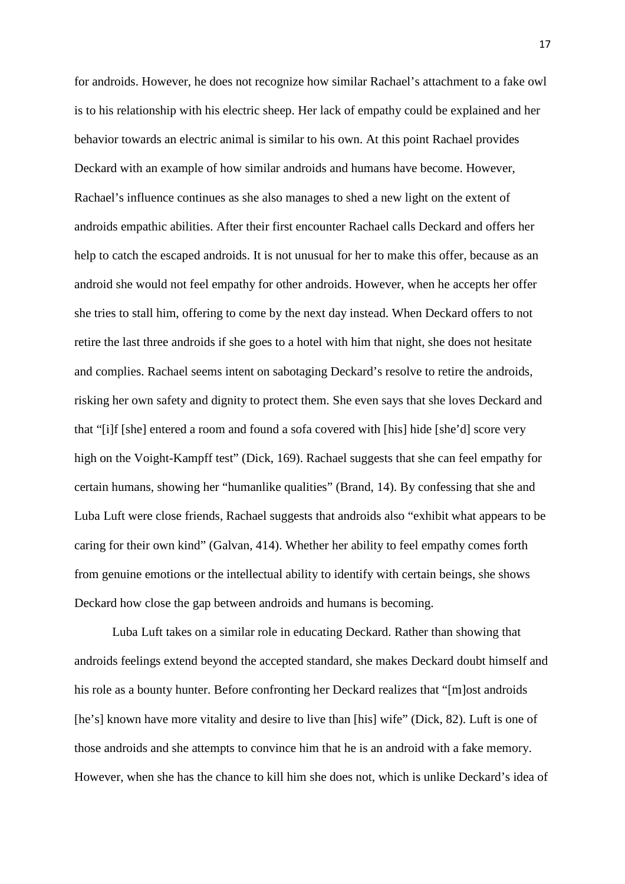for androids. However, he does not recognize how similar Rachael's attachment to a fake owl is to his relationship with his electric sheep. Her lack of empathy could be explained and her behavior towards an electric animal is similar to his own. At this point Rachael provides Deckard with an example of how similar androids and humans have become. However, Rachael's influence continues as she also manages to shed a new light on the extent of androids empathic abilities. After their first encounter Rachael calls Deckard and offers her help to catch the escaped androids. It is not unusual for her to make this offer, because as an android she would not feel empathy for other androids. However, when he accepts her offer she tries to stall him, offering to come by the next day instead. When Deckard offers to not retire the last three androids if she goes to a hotel with him that night, she does not hesitate and complies. Rachael seems intent on sabotaging Deckard's resolve to retire the androids, risking her own safety and dignity to protect them. She even says that she loves Deckard and that "[i]f [she] entered a room and found a sofa covered with [his] hide [she'd] score very high on the Voight-Kampff test" (Dick, 169). Rachael suggests that she can feel empathy for certain humans, showing her "humanlike qualities" (Brand, 14). By confessing that she and Luba Luft were close friends, Rachael suggests that androids also "exhibit what appears to be caring for their own kind" (Galvan, 414). Whether her ability to feel empathy comes forth from genuine emotions or the intellectual ability to identify with certain beings, she shows Deckard how close the gap between androids and humans is becoming.

Luba Luft takes on a similar role in educating Deckard. Rather than showing that androids feelings extend beyond the accepted standard, she makes Deckard doubt himself and his role as a bounty hunter. Before confronting her Deckard realizes that "[m]ost androids [he's] known have more vitality and desire to live than [his] wife" (Dick, 82). Luft is one of those androids and she attempts to convince him that he is an android with a fake memory. However, when she has the chance to kill him she does not, which is unlike Deckard's idea of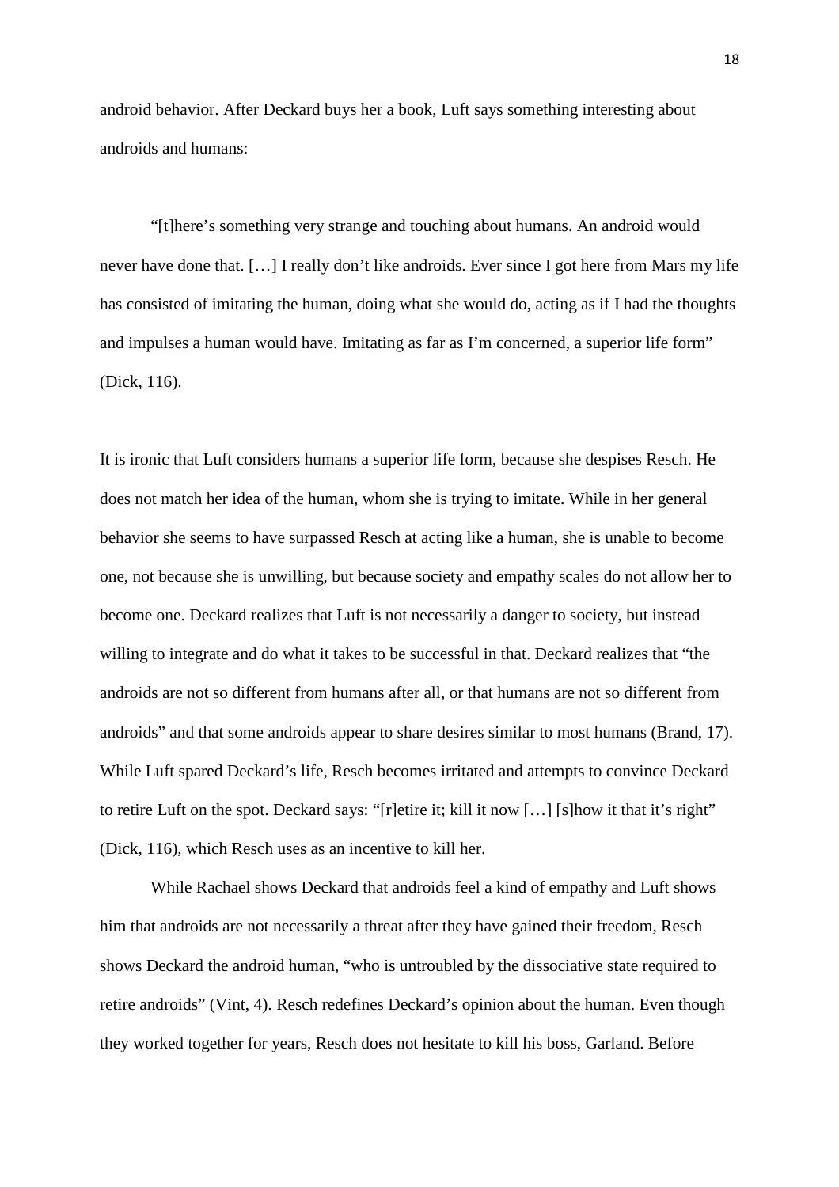android behavior. After Deckard buys her a book, Luft says something interesting about androids and humans:

> "[t]here's something very strange and touching about humans. An android would never have done that. […] I really don't like androids. Ever since I got here from Mars my life has consisted of imitating the human, doing what she would do, acting as if I had the thoughts and impulses a human would have. Imitating as far as I'm concerned, a superior life form" (Dick, 116).

It is ironic that Luft considers humans a superior life form, because she despises Resch. He does not match her idea of the human, whom she is trying to imitate. While in her general behavior she seems to have surpassed Resch at acting like a human, she is unable to become one, not because she is unwilling, but because society and empathy scales do not allow her to become one. Deckard realizes that Luft is not necessarily a danger to society, but instead willing to integrate and do what it takes to be successful in that. Deckard realizes that "the androids are not so different from humans after all, or that humans are not so different from androids" and that some androids appear to share desires similar to most humans (Brand, 17). While Luft spared Deckard's life, Resch becomes irritated and attempts to convince Deckard to retire Luft on the spot. Deckard says: "[r]etire it; kill it now […] [s]how it that it's right" (Dick, 116), which Resch uses as an incentive to kill her.

While Rachael shows Deckard that androids feel a kind of empathy and Luft shows him that androids are not necessarily a threat after they have gained their freedom, Resch shows Deckard the android human, "who is untroubled by the dissociative state required to retire androids" (Vint, 4). Resch redefines Deckard's opinion about the human. Even though they worked together for years, Resch does not hesitate to kill his boss, Garland. Before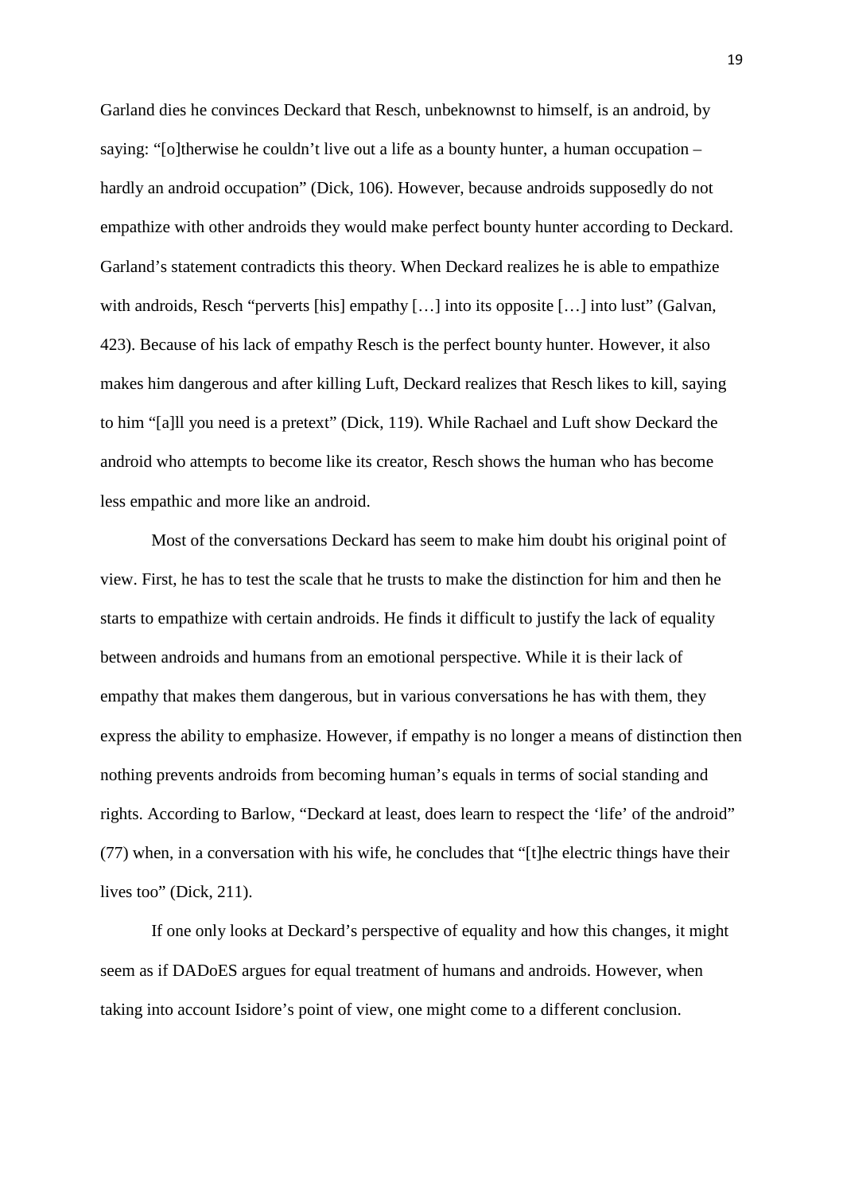Garland dies he convinces Deckard that Resch, unbeknownst to himself, is an android, by saying: "[o]therwise he couldn't live out a life as a bounty hunter, a human occupation – hardly an android occupation" (Dick, 106). However, because androids supposedly do not empathize with other androids they would make perfect bounty hunter according to Deckard. Garland's statement contradicts this theory. When Deckard realizes he is able to empathize with androids, Resch "perverts [his] empathy […] into its opposite […] into lust" (Galvan, 423). Because of his lack of empathy Resch is the perfect bounty hunter. However, it also makes him dangerous and after killing Luft, Deckard realizes that Resch likes to kill, saying to him "[a]ll you need is a pretext" (Dick, 119). While Rachael and Luft show Deckard the android who attempts to become like its creator, Resch shows the human who has become less empathic and more like an android.

Most of the conversations Deckard has seem to make him doubt his original point of view. First, he has to test the scale that he trusts to make the distinction for him and then he starts to empathize with certain androids. He finds it difficult to justify the lack of equality between androids and humans from an emotional perspective. While it is their lack of empathy that makes them dangerous, but in various conversations he has with them, they express the ability to emphasize. However, if empathy is no longer a means of distinction then nothing prevents androids from becoming human's equals in terms of social standing and rights. According to Barlow, "Deckard at least, does learn to respect the 'life' of the android" (77) when, in a conversation with his wife, he concludes that "[t]he electric things have their lives too" (Dick, 211).

If one only looks at Deckard's perspective of equality and how this changes, it might seem as if DADoES argues for equal treatment of humans and androids. However, when taking into account Isidore's point of view, one might come to a different conclusion.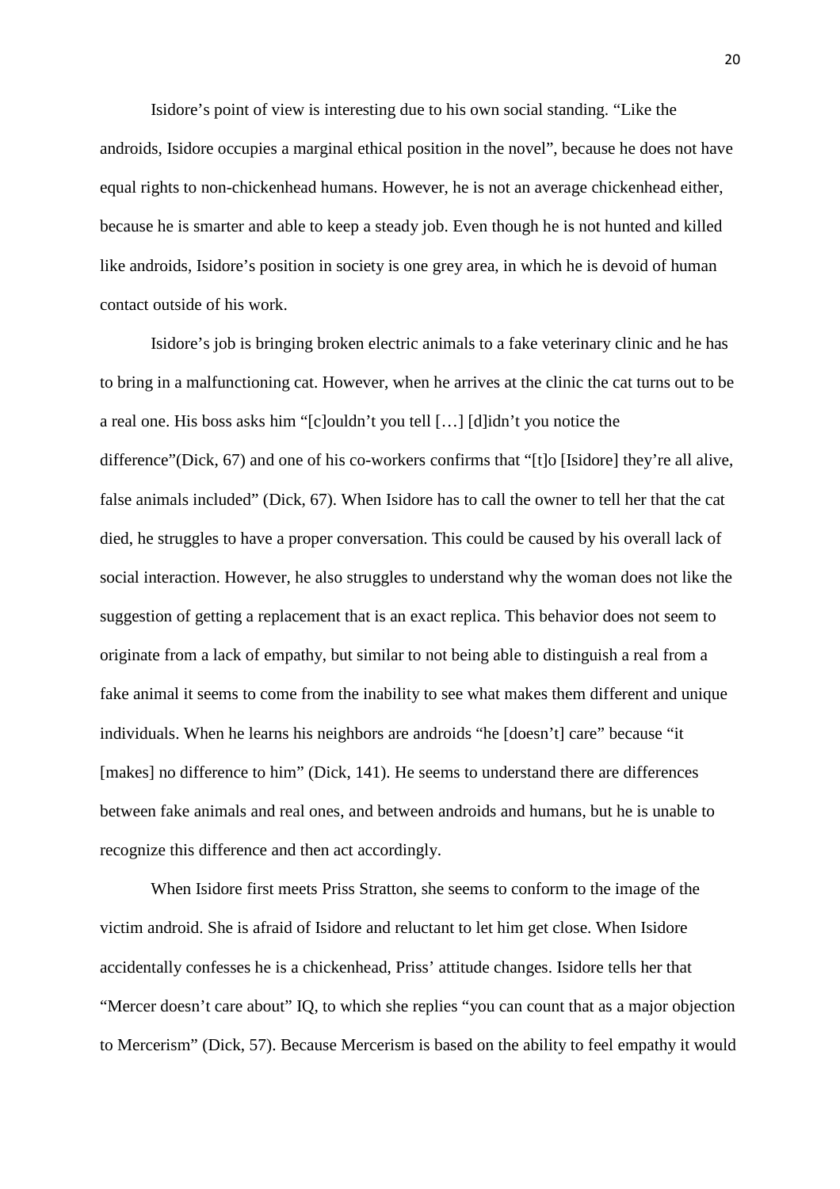Isidore's point of view is interesting due to his own social standing. "Like the androids, Isidore occupies a marginal ethical position in the novel", because he does not have equal rights to non-chickenhead humans. However, he is not an average chickenhead either, because he is smarter and able to keep a steady job. Even though he is not hunted and killed like androids, Isidore's position in society is one grey area, in which he is devoid of human contact outside of his work.

Isidore's job is bringing broken electric animals to a fake veterinary clinic and he has to bring in a malfunctioning cat. However, when he arrives at the clinic the cat turns out to be a real one. His boss asks him "[c]ouldn't you tell […] [d]idn't you notice the difference"(Dick, 67) and one of his co-workers confirms that "[t]o [Isidore] they're all alive, false animals included" (Dick, 67). When Isidore has to call the owner to tell her that the cat died, he struggles to have a proper conversation. This could be caused by his overall lack of social interaction. However, he also struggles to understand why the woman does not like the suggestion of getting a replacement that is an exact replica. This behavior does not seem to originate from a lack of empathy, but similar to not being able to distinguish a real from a fake animal it seems to come from the inability to see what makes them different and unique individuals. When he learns his neighbors are androids "he [doesn't] care" because "it [makes] no difference to him" (Dick, 141). He seems to understand there are differences between fake animals and real ones, and between androids and humans, but he is unable to recognize this difference and then act accordingly.

When Isidore first meets Priss Stratton, she seems to conform to the image of the victim android. She is afraid of Isidore and reluctant to let him get close. When Isidore accidentally confesses he is a chickenhead, Priss' attitude changes. Isidore tells her that "Mercer doesn't care about" IQ, to which she replies "you can count that as a major objection to Mercerism" (Dick, 57). Because Mercerism is based on the ability to feel empathy it would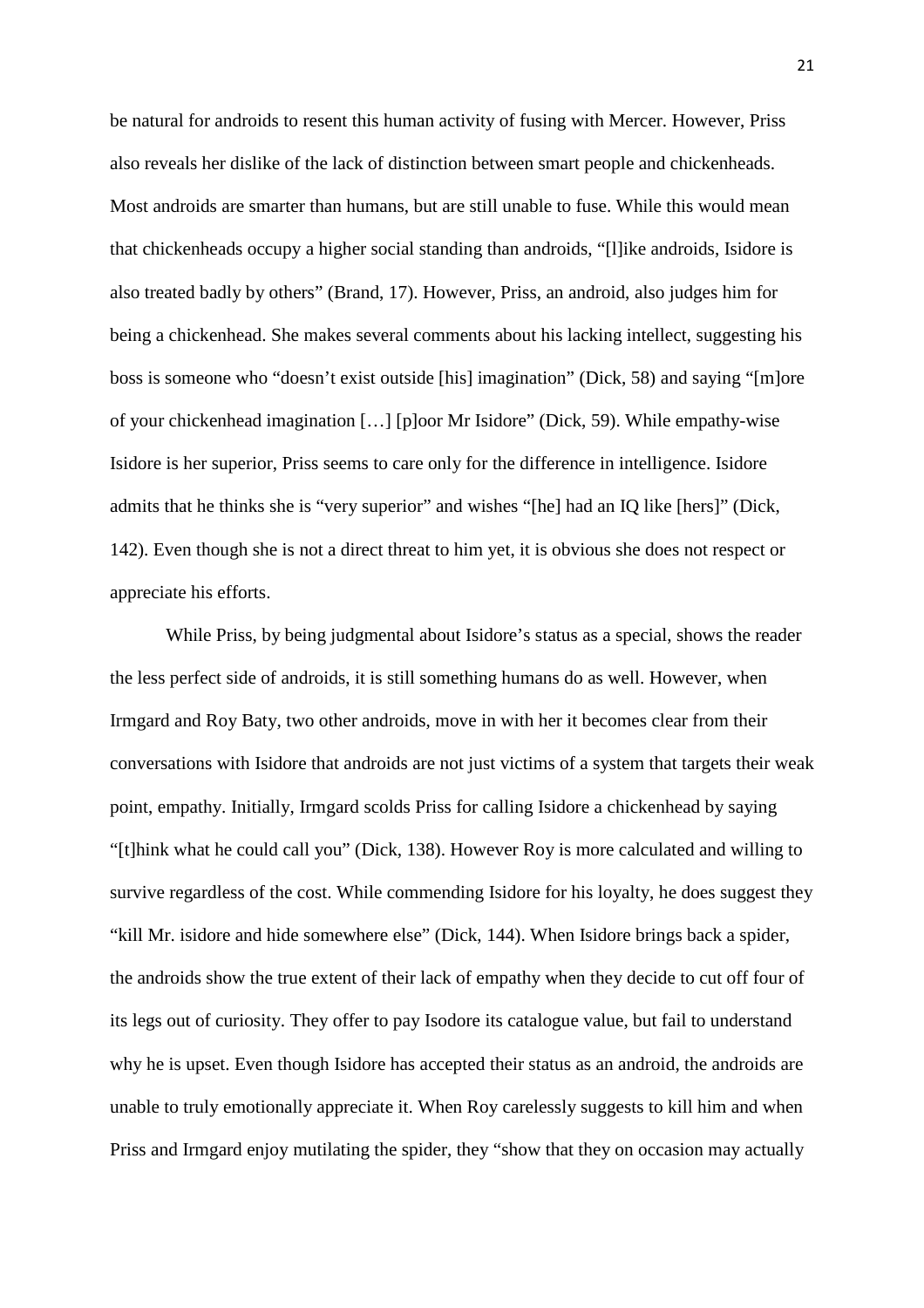be natural for androids to resent this human activity of fusing with Mercer. However, Priss also reveals her dislike of the lack of distinction between smart people and chickenheads. Most androids are smarter than humans, but are still unable to fuse. While this would mean that chickenheads occupy a higher social standing than androids, "[l]ike androids, Isidore is also treated badly by others" (Brand, 17). However, Priss, an android, also judges him for being a chickenhead. She makes several comments about his lacking intellect, suggesting his boss is someone who "doesn't exist outside [his] imagination" (Dick, 58) and saying "[m]ore of your chickenhead imagination […] [p]oor Mr Isidore" (Dick, 59). While empathy-wise Isidore is her superior, Priss seems to care only for the difference in intelligence. Isidore admits that he thinks she is "very superior" and wishes "[he] had an IQ like [hers]" (Dick, 142). Even though she is not a direct threat to him yet, it is obvious she does not respect or appreciate his efforts.

While Priss, by being judgmental about Isidore's status as a special, shows the reader the less perfect side of androids, it is still something humans do as well. However, when Irmgard and Roy Baty, two other androids, move in with her it becomes clear from their conversations with Isidore that androids are not just victims of a system that targets their weak point, empathy. Initially, Irmgard scolds Priss for calling Isidore a chickenhead by saying "[t]hink what he could call you" (Dick, 138). However Roy is more calculated and willing to survive regardless of the cost. While commending Isidore for his loyalty, he does suggest they "kill Mr. isidore and hide somewhere else" (Dick, 144). When Isidore brings back a spider, the androids show the true extent of their lack of empathy when they decide to cut off four of its legs out of curiosity. They offer to pay Isodore its catalogue value, but fail to understand why he is upset. Even though Isidore has accepted their status as an android, the androids are unable to truly emotionally appreciate it. When Roy carelessly suggests to kill him and when Priss and Irmgard enjoy mutilating the spider, they "show that they on occasion may actually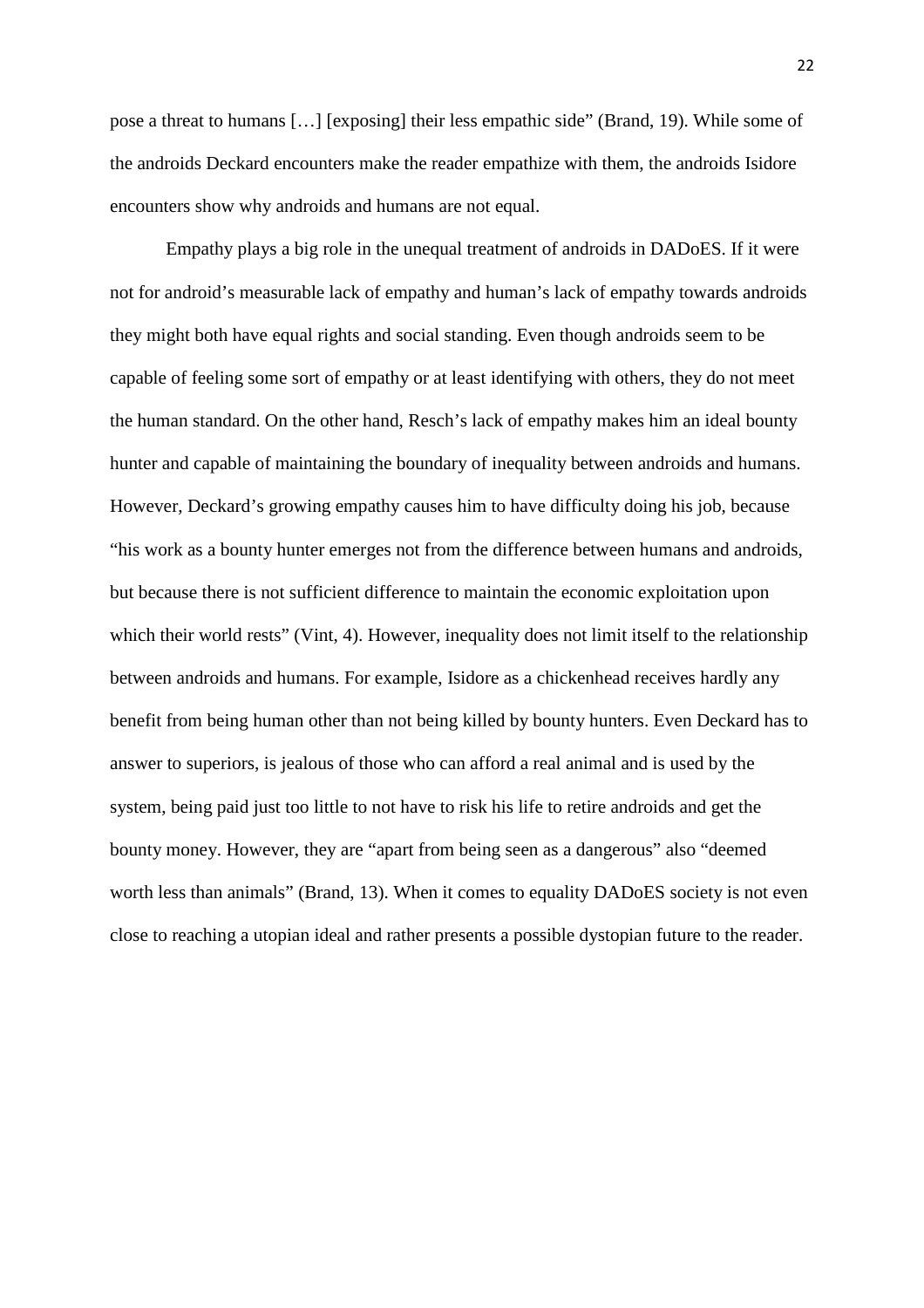pose a threat to humans […] [exposing] their less empathic side" (Brand, 19). While some of the androids Deckard encounters make the reader empathize with them, the androids Isidore encounters show why androids and humans are not equal.

Empathy plays a big role in the unequal treatment of androids in DADoES. If it were not for android's measurable lack of empathy and human's lack of empathy towards androids they might both have equal rights and social standing. Even though androids seem to be capable of feeling some sort of empathy or at least identifying with others, they do not meet the human standard. On the other hand, Resch's lack of empathy makes him an ideal bounty hunter and capable of maintaining the boundary of inequality between androids and humans. However, Deckard's growing empathy causes him to have difficulty doing his job, because "his work as a bounty hunter emerges not from the difference between humans and androids, but because there is not sufficient difference to maintain the economic exploitation upon which their world rests" (Vint, 4). However, inequality does not limit itself to the relationship between androids and humans. For example, Isidore as a chickenhead receives hardly any benefit from being human other than not being killed by bounty hunters. Even Deckard has to answer to superiors, is jealous of those who can afford a real animal and is used by the system, being paid just too little to not have to risk his life to retire androids and get the bounty money. However, they are "apart from being seen as a dangerous" also "deemed worth less than animals" (Brand, 13). When it comes to equality DADoES society is not even close to reaching a utopian ideal and rather presents a possible dystopian future to the reader.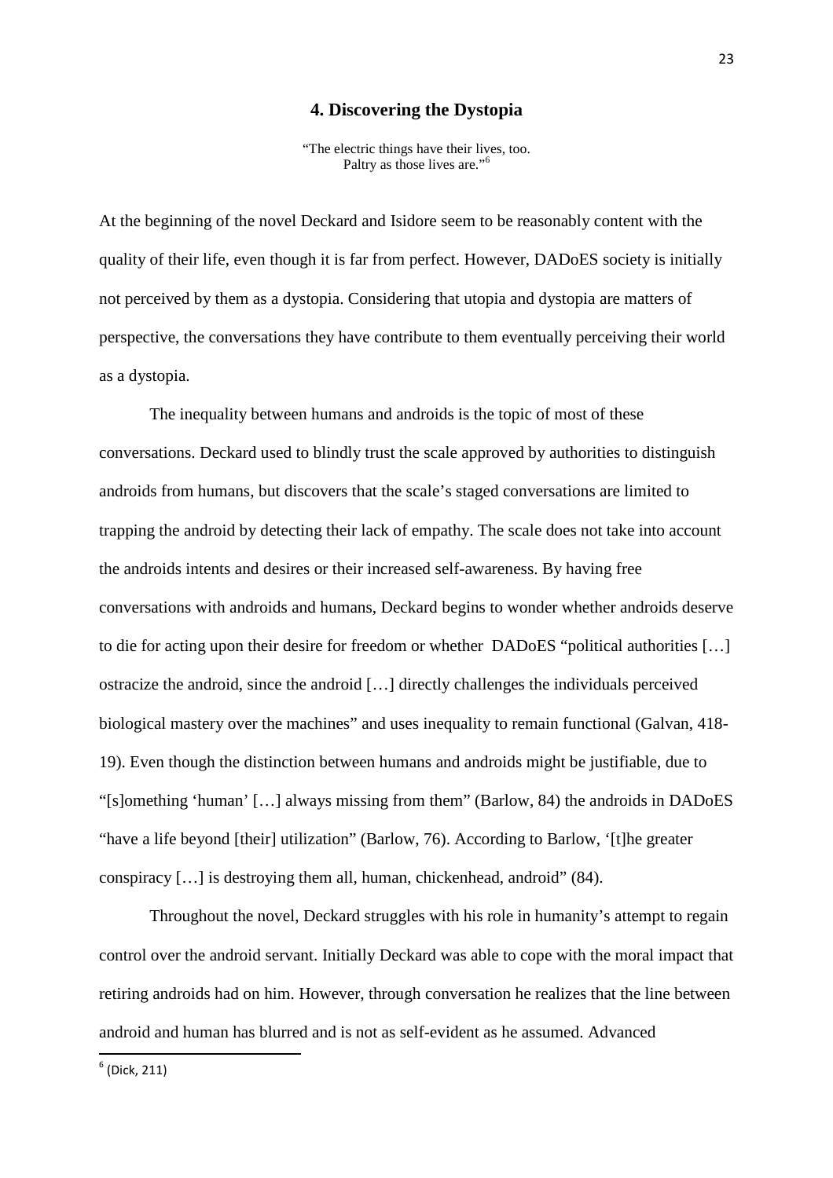## 4. Discovering the Dystopia

"The electric things have their lives, too.
Paltry as those lives are."[6]

At the beginning of the novel Deckard and Isidore seem to be reasonably content with the quality of their life, even though it is far from perfect. However, DADoES society is initially not perceived by them as a dystopia. Considering that utopia and dystopia are matters of perspective, the conversations they have contribute to them eventually perceiving their world as a dystopia.

The inequality between humans and androids is the topic of most of these conversations. Deckard used to blindly trust the scale approved by authorities to distinguish androids from humans, but discovers that the scale's staged conversations are limited to trapping the android by detecting their lack of empathy. The scale does not take into account the androids intents and desires or their increased self-awareness. By having free conversations with androids and humans, Deckard begins to wonder whether androids deserve to die for acting upon their desire for freedom or whether DADoES "political authorities […] ostracize the android, since the android […] directly challenges the individuals perceived biological mastery over the machines" and uses inequality to remain functional (Galvan, 418-19). Even though the distinction between humans and androids might be justifiable, due to "[s]omething 'human' […] always missing from them" (Barlow, 84) the androids in DADoES "have a life beyond [their] utilization" (Barlow, 76). According to Barlow, '[t]he greater conspiracy […] is destroying them all, human, chickenhead, android" (84).

Throughout the novel, Deckard struggles with his role in humanity's attempt to regain control over the android servant. Initially Deckard was able to cope with the moral impact that retiring androids had on him. However, through conversation he realizes that the line between android and human has blurred and is not as self-evident as he assumed. Advanced

[6] (Dick, 211)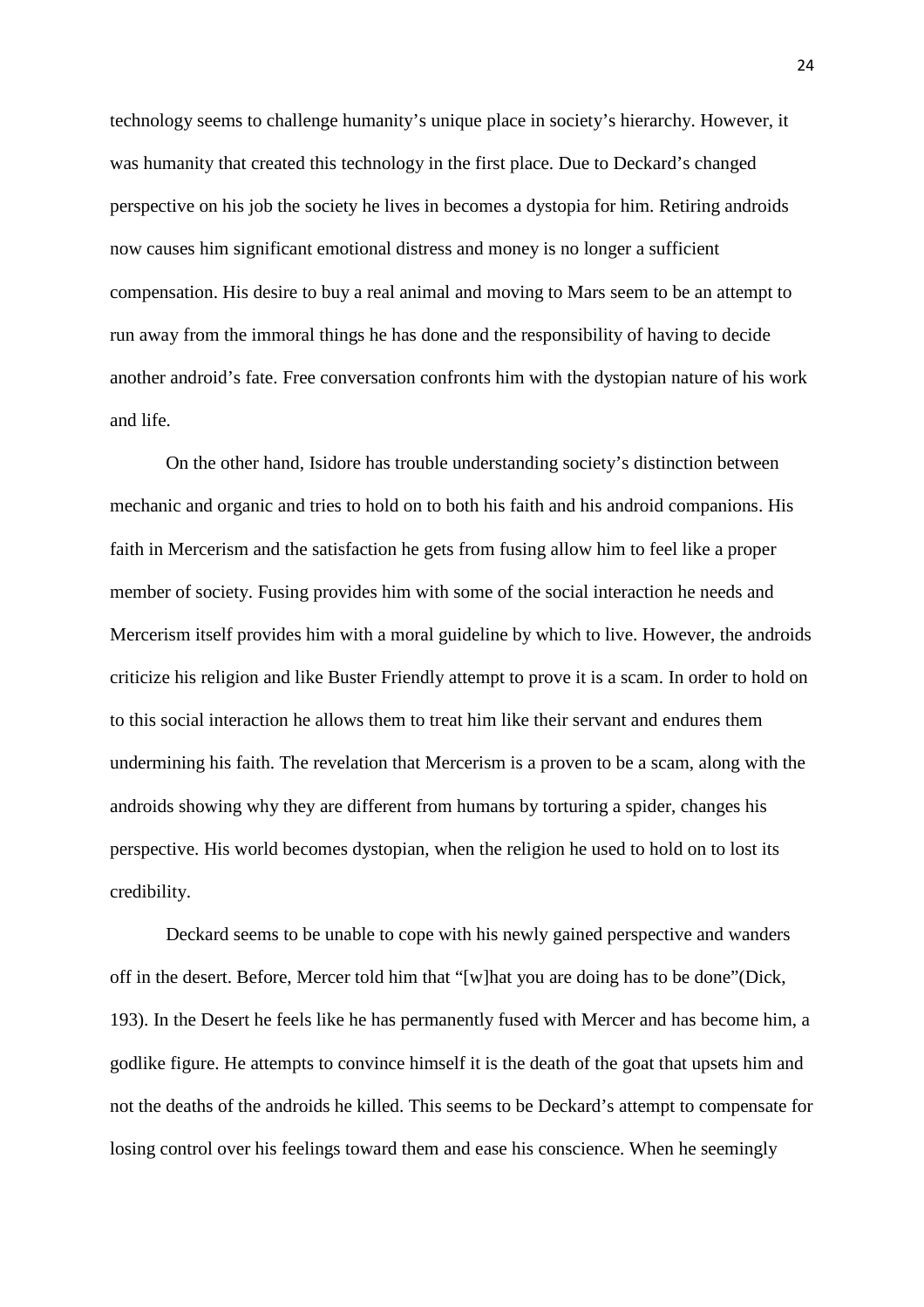technology seems to challenge humanity's unique place in society's hierarchy. However, it was humanity that created this technology in the first place. Due to Deckard's changed perspective on his job the society he lives in becomes a dystopia for him. Retiring androids now causes him significant emotional distress and money is no longer a sufficient compensation. His desire to buy a real animal and moving to Mars seem to be an attempt to run away from the immoral things he has done and the responsibility of having to decide another android's fate. Free conversation confronts him with the dystopian nature of his work and life.

On the other hand, Isidore has trouble understanding society's distinction between mechanic and organic and tries to hold on to both his faith and his android companions. His faith in Mercerism and the satisfaction he gets from fusing allow him to feel like a proper member of society. Fusing provides him with some of the social interaction he needs and Mercerism itself provides him with a moral guideline by which to live. However, the androids criticize his religion and like Buster Friendly attempt to prove it is a scam. In order to hold on to this social interaction he allows them to treat him like their servant and endures them undermining his faith. The revelation that Mercerism is a proven to be a scam, along with the androids showing why they are different from humans by torturing a spider, changes his perspective. His world becomes dystopian, when the religion he used to hold on to lost its credibility.

Deckard seems to be unable to cope with his newly gained perspective and wanders off in the desert. Before, Mercer told him that "[w]hat you are doing has to be done"(Dick, 193). In the Desert he feels like he has permanently fused with Mercer and has become him, a godlike figure. He attempts to convince himself it is the death of the goat that upsets him and not the deaths of the androids he killed. This seems to be Deckard's attempt to compensate for losing control over his feelings toward them and ease his conscience. When he seemingly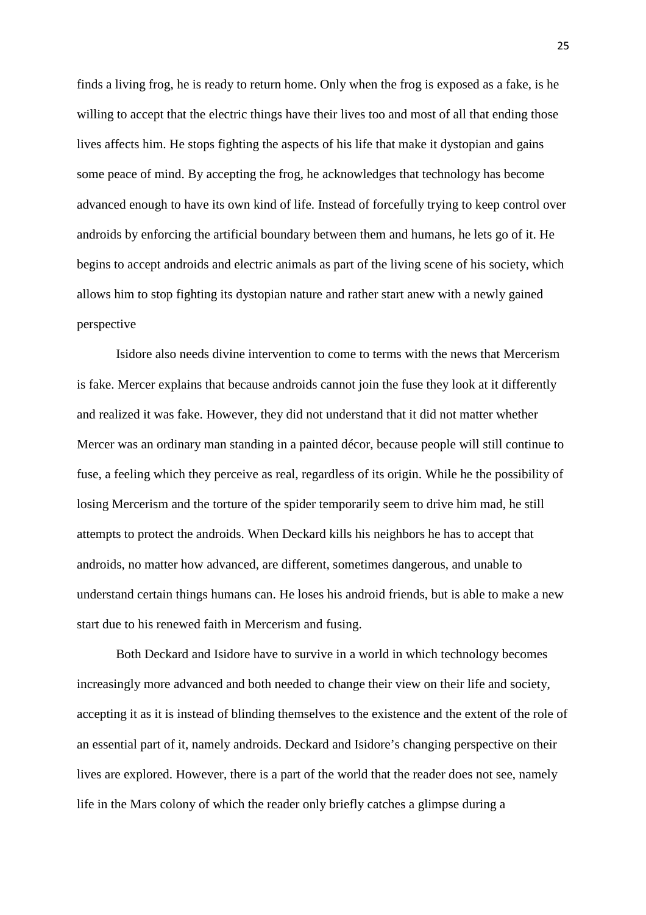finds a living frog, he is ready to return home. Only when the frog is exposed as a fake, is he willing to accept that the electric things have their lives too and most of all that ending those lives affects him. He stops fighting the aspects of his life that make it dystopian and gains some peace of mind. By accepting the frog, he acknowledges that technology has become advanced enough to have its own kind of life. Instead of forcefully trying to keep control over androids by enforcing the artificial boundary between them and humans, he lets go of it. He begins to accept androids and electric animals as part of the living scene of his society, which allows him to stop fighting its dystopian nature and rather start anew with a newly gained perspective

Isidore also needs divine intervention to come to terms with the news that Mercerism is fake. Mercer explains that because androids cannot join the fuse they look at it differently and realized it was fake. However, they did not understand that it did not matter whether Mercer was an ordinary man standing in a painted décor, because people will still continue to fuse, a feeling which they perceive as real, regardless of its origin. While he the possibility of losing Mercerism and the torture of the spider temporarily seem to drive him mad, he still attempts to protect the androids. When Deckard kills his neighbors he has to accept that androids, no matter how advanced, are different, sometimes dangerous, and unable to understand certain things humans can. He loses his android friends, but is able to make a new start due to his renewed faith in Mercerism and fusing.

Both Deckard and Isidore have to survive in a world in which technology becomes increasingly more advanced and both needed to change their view on their life and society, accepting it as it is instead of blinding themselves to the existence and the extent of the role of an essential part of it, namely androids. Deckard and Isidore's changing perspective on their lives are explored. However, there is a part of the world that the reader does not see, namely life in the Mars colony of which the reader only briefly catches a glimpse during a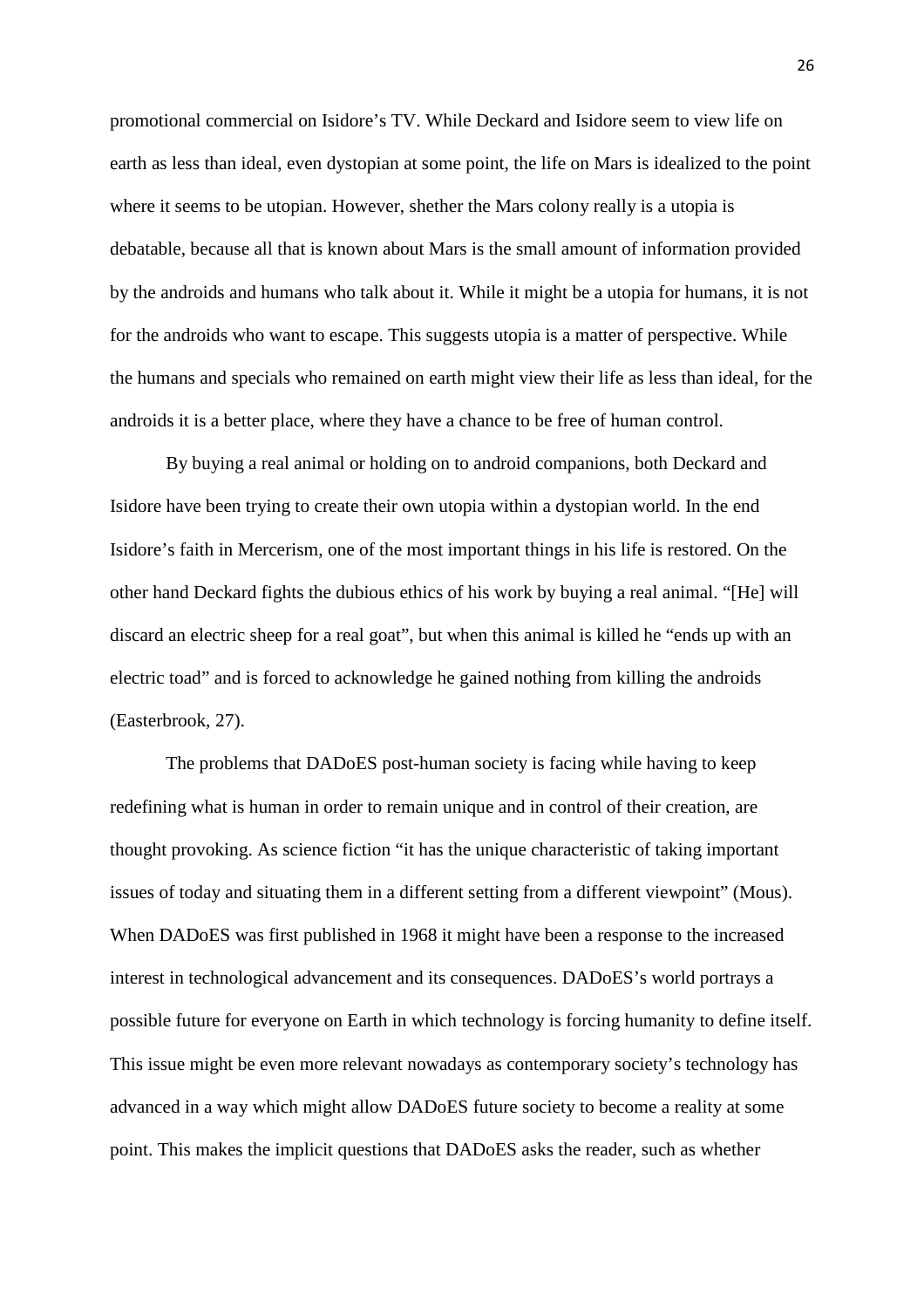promotional commercial on Isidore's TV. While Deckard and Isidore seem to view life on earth as less than ideal, even dystopian at some point, the life on Mars is idealized to the point where it seems to be utopian. However, shether the Mars colony really is a utopia is debatable, because all that is known about Mars is the small amount of information provided by the androids and humans who talk about it. While it might be a utopia for humans, it is not for the androids who want to escape. This suggests utopia is a matter of perspective. While the humans and specials who remained on earth might view their life as less than ideal, for the androids it is a better place, where they have a chance to be free of human control.

By buying a real animal or holding on to android companions, both Deckard and Isidore have been trying to create their own utopia within a dystopian world. In the end Isidore's faith in Mercerism, one of the most important things in his life is restored. On the other hand Deckard fights the dubious ethics of his work by buying a real animal. "[He] will discard an electric sheep for a real goat", but when this animal is killed he "ends up with an electric toad" and is forced to acknowledge he gained nothing from killing the androids (Easterbrook, 27).

The problems that DADoES post-human society is facing while having to keep redefining what is human in order to remain unique and in control of their creation, are thought provoking. As science fiction "it has the unique characteristic of taking important issues of today and situating them in a different setting from a different viewpoint" (Mous). When DADoES was first published in 1968 it might have been a response to the increased interest in technological advancement and its consequences. DADoES's world portrays a possible future for everyone on Earth in which technology is forcing humanity to define itself. This issue might be even more relevant nowadays as contemporary society's technology has advanced in a way which might allow DADoES future society to become a reality at some point. This makes the implicit questions that DADoES asks the reader, such as whether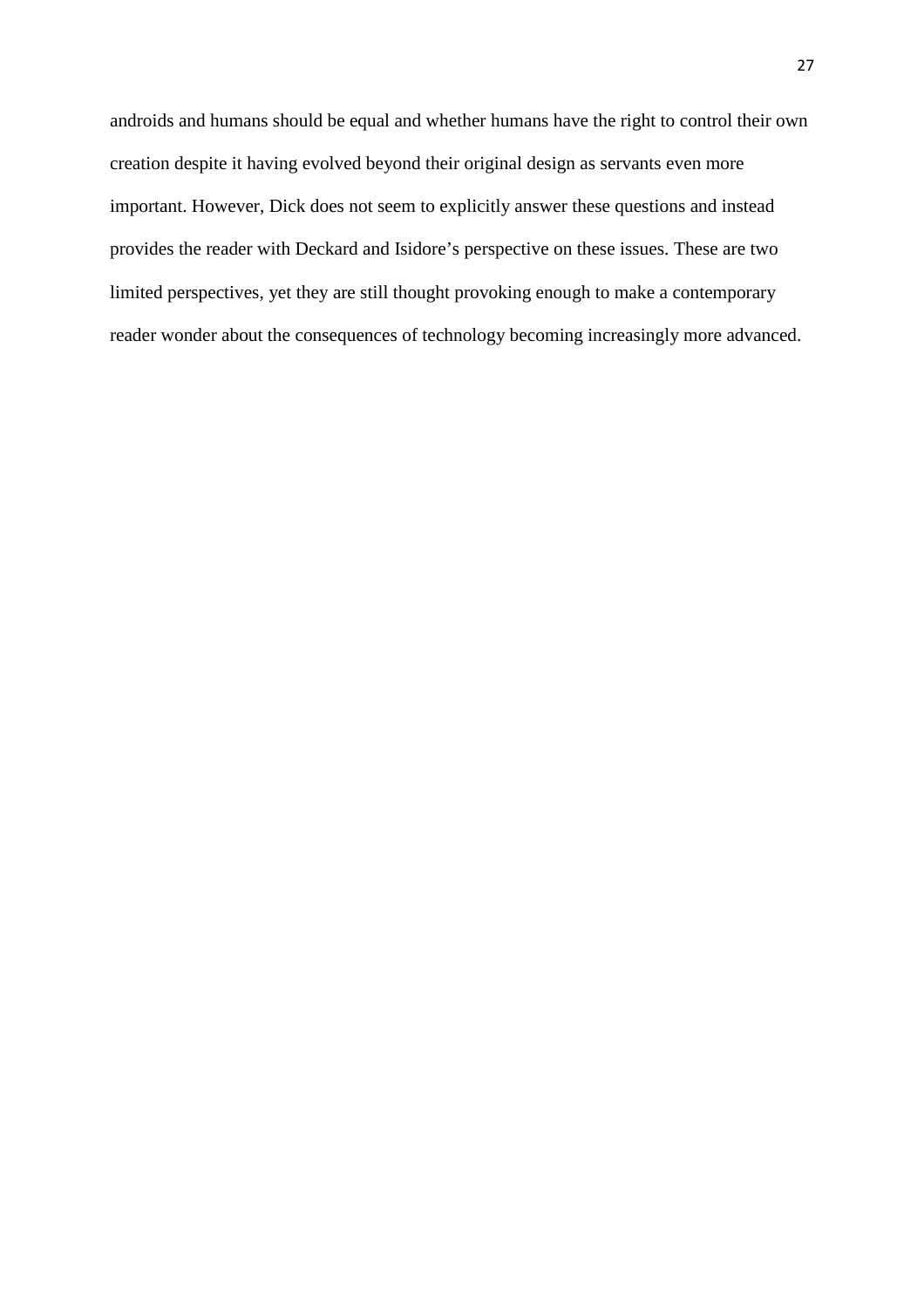androids and humans should be equal and whether humans have the right to control their own creation despite it having evolved beyond their original design as servants even more important. However, Dick does not seem to explicitly answer these questions and instead provides the reader with Deckard and Isidore's perspective on these issues. These are two limited perspectives, yet they are still thought provoking enough to make a contemporary reader wonder about the consequences of technology becoming increasingly more advanced.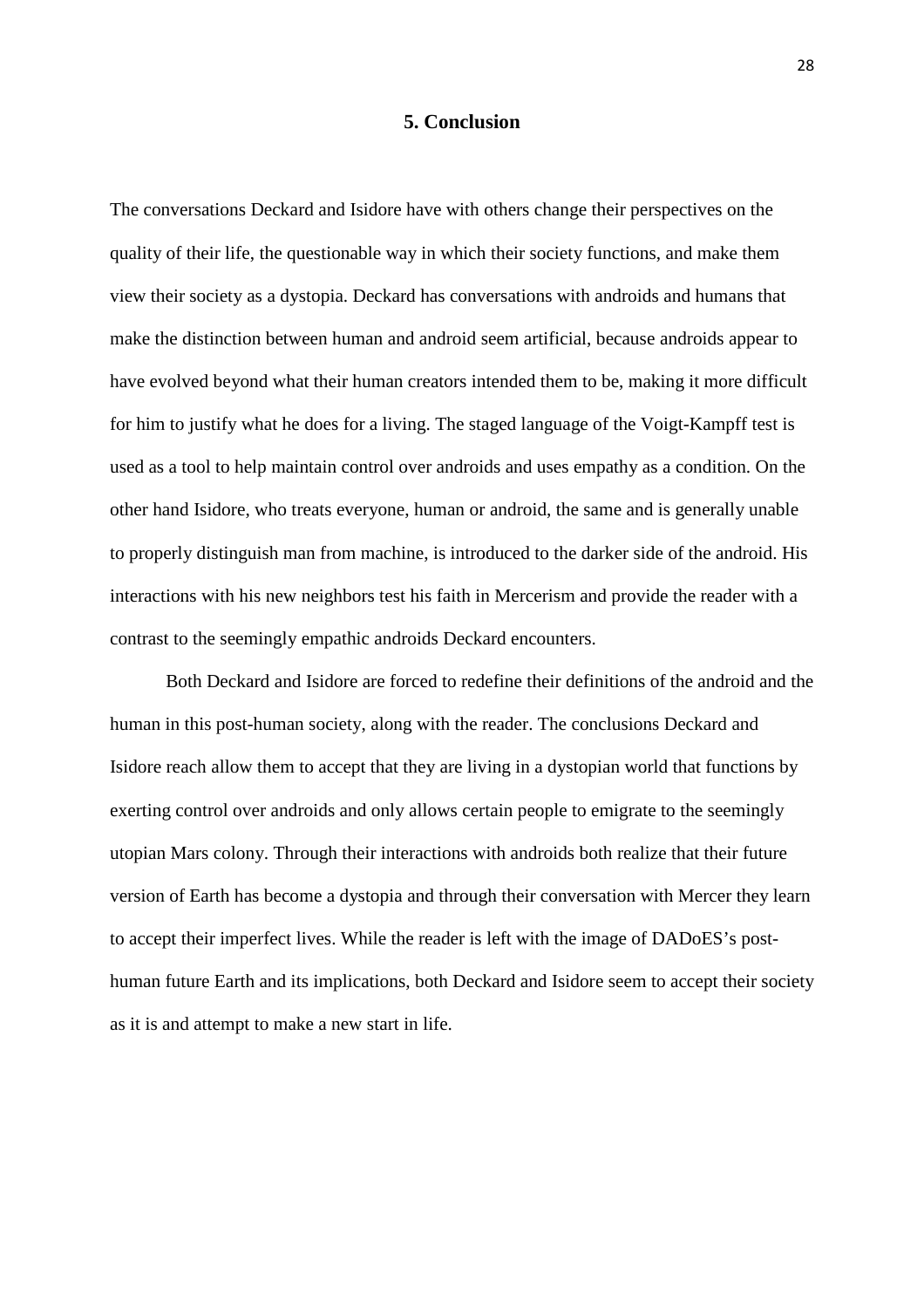## 5. Conclusion

The conversations Deckard and Isidore have with others change their perspectives on the quality of their life, the questionable way in which their society functions, and make them view their society as a dystopia. Deckard has conversations with androids and humans that make the distinction between human and android seem artificial, because androids appear to have evolved beyond what their human creators intended them to be, making it more difficult for him to justify what he does for a living. The staged language of the Voigt-Kampff test is used as a tool to help maintain control over androids and uses empathy as a condition. On the other hand Isidore, who treats everyone, human or android, the same and is generally unable to properly distinguish man from machine, is introduced to the darker side of the android. His interactions with his new neighbors test his faith in Mercerism and provide the reader with a contrast to the seemingly empathic androids Deckard encounters.

Both Deckard and Isidore are forced to redefine their definitions of the android and the human in this post-human society, along with the reader. The conclusions Deckard and Isidore reach allow them to accept that they are living in a dystopian world that functions by exerting control over androids and only allows certain people to emigrate to the seemingly utopian Mars colony. Through their interactions with androids both realize that their future version of Earth has become a dystopia and through their conversation with Mercer they learn to accept their imperfect lives. While the reader is left with the image of DADoES's post-human future Earth and its implications, both Deckard and Isidore seem to accept their society as it is and attempt to make a new start in life.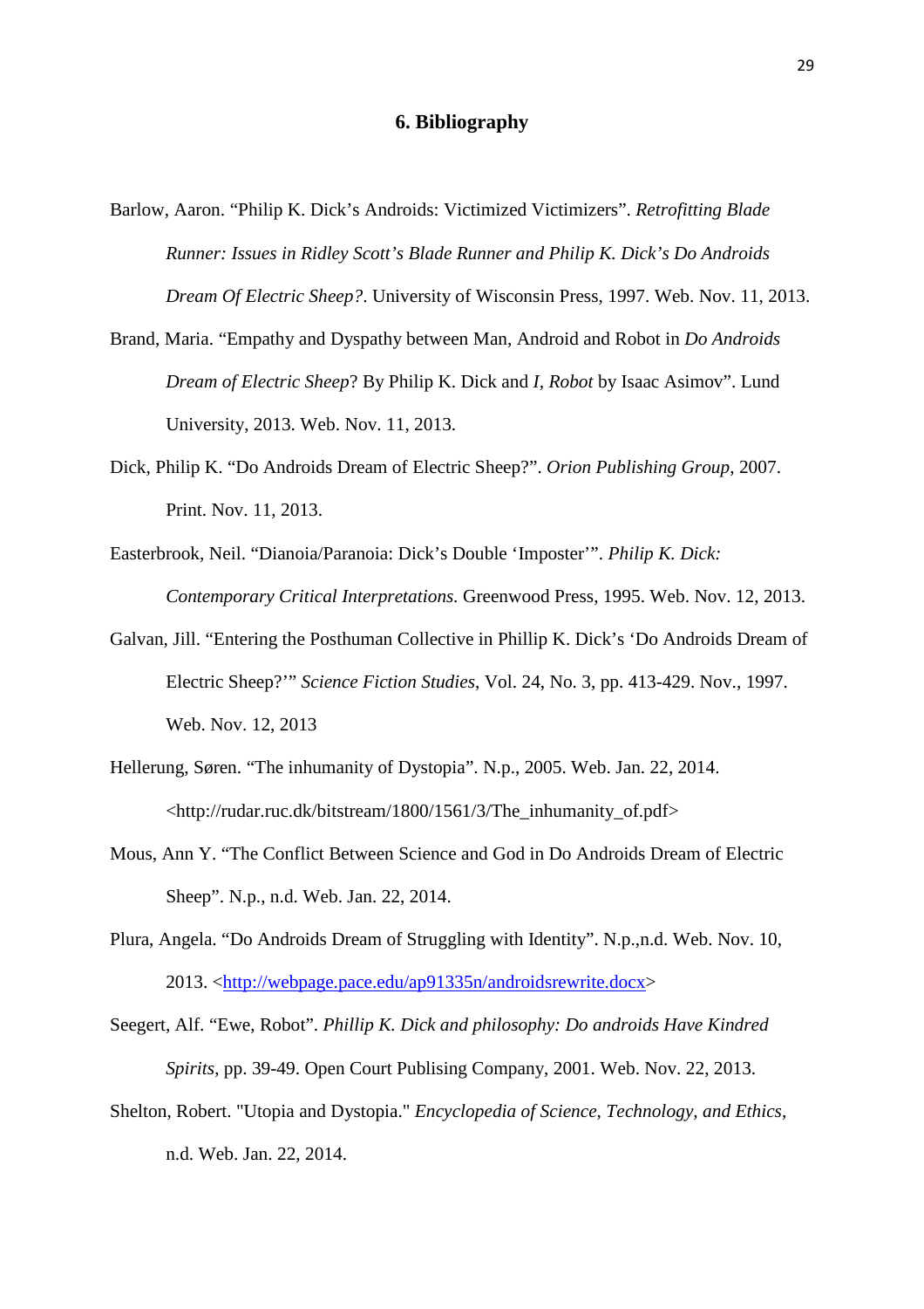## 6. Bibliography

Barlow, Aaron. “Philip K. Dick’s Androids: Victimized Victimizers”. *Retrofitting Blade Runner: Issues in Ridley Scott’s Blade Runner and Philip K. Dick’s Do Androids Dream Of Electric Sheep?*. University of Wisconsin Press, 1997. Web. Nov. 11, 2013.

Brand, Maria. “Empathy and Dyspathy between Man, Android and Robot in *Do Androids Dream of Electric Sheep*? By Philip K. Dick and *I, Robot* by Isaac Asimov”. Lund University, 2013. Web. Nov. 11, 2013.

Dick, Philip K. “Do Androids Dream of Electric Sheep?”. *Orion Publishing Group*, 2007. Print. Nov. 11, 2013.

Easterbrook, Neil. “Dianoia/Paranoia: Dick’s Double ‘Imposter’”. *Philip K. Dick: Contemporary Critical Interpretations.* Greenwood Press, 1995. Web. Nov. 12, 2013.

Galvan, Jill. “Entering the Posthuman Collective in Phillip K. Dick’s ‘Do Androids Dream of Electric Sheep?’” *Science Fiction Studies*, Vol. 24, No. 3, pp. 413-429. Nov., 1997. Web. Nov. 12, 2013

Hellerung, Søren. “The inhumanity of Dystopia”. N.p., 2005. Web. Jan. 22, 2014. <http://rudar.ruc.dk/bitstream/1800/1561/3/The_inhumanity_of.pdf>

Mous, Ann Y. “The Conflict Between Science and God in Do Androids Dream of Electric Sheep”. N.p., n.d. Web. Jan. 22, 2014.

Plura, Angela. “Do Androids Dream of Struggling with Identity”. N.p.,n.d. Web. Nov. 10, 2013. <http://webpage.pace.edu/ap91335n/androidsrewrite.docx>

Seegert, Alf. “Ewe, Robot”. *Phillip K. Dick and philosophy: Do androids Have Kindred Spirits*, pp. 39-49. Open Court Publising Company, 2001. Web. Nov. 22, 2013.

Shelton, Robert. "Utopia and Dystopia." *Encyclopedia of Science, Technology, and Ethics*, n.d. Web. Jan. 22, 2014.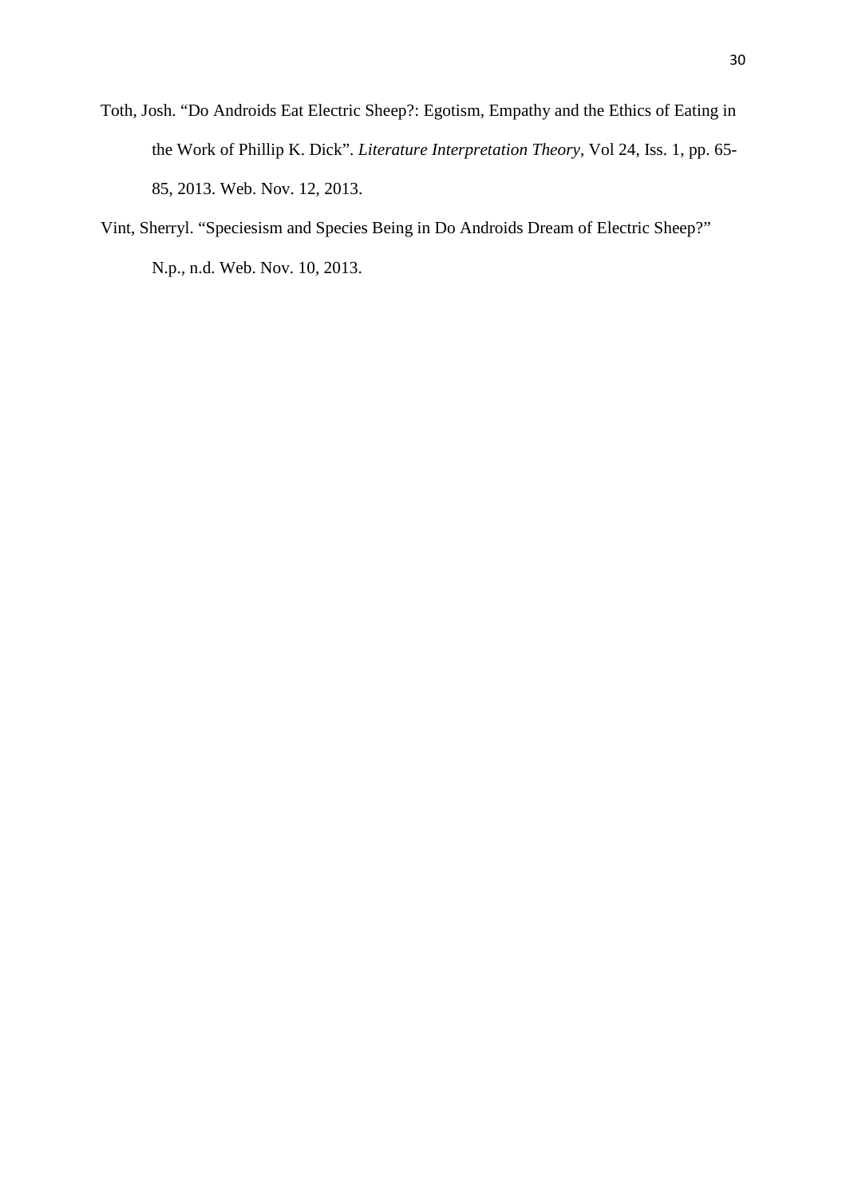Toth, Josh. “Do Androids Eat Electric Sheep?: Egotism, Empathy and the Ethics of Eating in the Work of Phillip K. Dick”. *Literature Interpretation Theory*, Vol 24, Iss. 1, pp. 65-85, 2013. Web. Nov. 12, 2013.

Vint, Sherryl. “Speciesism and Species Being in Do Androids Dream of Electric Sheep?” N.p., n.d. Web. Nov. 10, 2013.